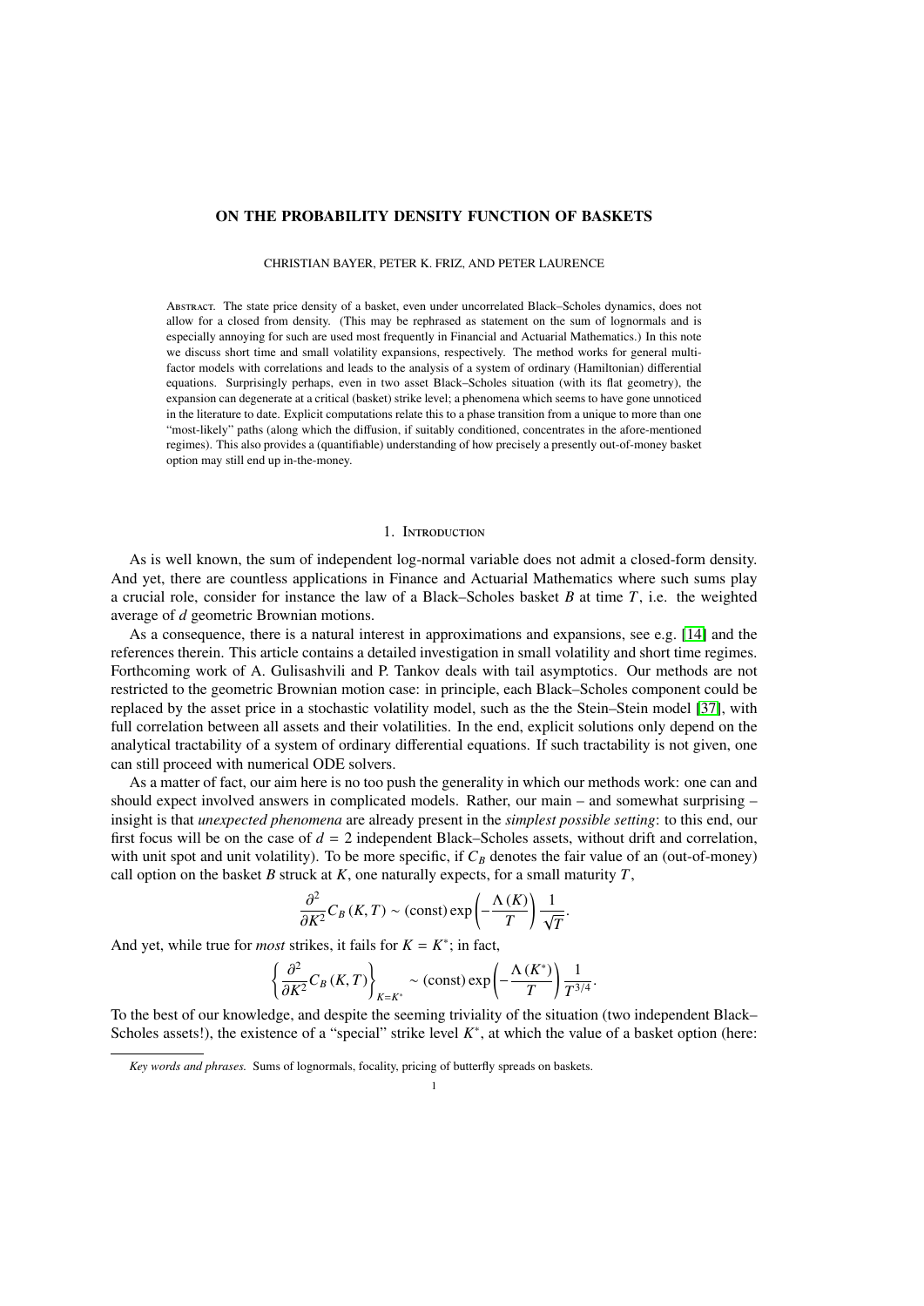# ON THE PROBABILITY DENSITY FUNCTION OF BASKETS

CHRISTIAN BAYER, PETER K. FRIZ, AND PETER LAURENCE

Abstract. The state price density of a basket, even under uncorrelated Black–Scholes dynamics, does not allow for a closed from density. (This may be rephrased as statement on the sum of lognormals and is especially annoying for such are used most frequently in Financial and Actuarial Mathematics.) In this note we discuss short time and small volatility expansions, respectively. The method works for general multi-factor models with correlations and leads to the analysis of a system of ordinary (Hamiltonian) differential equations. Surprisingly perhaps, even in two asset Black–Scholes situation (with its flat geometry), the expansion can degenerate at a critical (basket) strike level; a phenomena which seems to have gone unnoticed in the literature to date. Explicit computations relate this to a phase transition from a unique to more than one "most-likely" paths (along which the diffusion, if suitably conditioned, concentrates in the afore-mentioned regimes). This also provides a (quantifiable) understanding of how precisely a presently out-of-money basket option may still end up in-the-money.

## 1. Introduction

As is well known, the sum of independent log-normal variable does not admit a closed-form density. And yet, there are countless applications in Finance and Actuarial Mathematics where such sums play a crucial role, consider for instance the law of a Black–Scholes basket $B$ at time $T$, i.e. the weighted average of $d$ geometric Brownian motions.

As a consequence, there is a natural interest in approximations and expansions, see e.g. [14] and the references therein. This article contains a detailed investigation in small volatility and short time regimes. Forthcoming work of A. Gulisashvili and P. Tankov deals with tail asymptotics. Our methods are not restricted to the geometric Brownian motion case: in principle, each Black–Scholes component could be replaced by the asset price in a stochastic volatility model, such as the the Stein–Stein model [37], with full correlation between all assets and their volatilities. In the end, explicit solutions only depend on the analytical tractability of a system of ordinary differential equations. If such tractability is not given, one can still proceed with numerical ODE solvers.

As a matter of fact, our aim here is no too push the generality in which our methods work: one can and should expect involved answers in complicated models. Rather, our main – and somewhat surprising – insight is that *unexpected phenomena* are already present in the *simplest possible setting*: to this end, our first focus will be on the case of $d = 2$ independent Black–Scholes assets, without drift and correlation, with unit spot and unit volatility). To be more specific, if $C_B$ denotes the fair value of an (out-of-money) call option on the basket $B$ struck at $K$, one naturally expects, for a small maturity $T$,

$$\frac{\partial^2}{\partial K^2} C_B(K,T) \sim (\text{const}) \exp\left(-\frac{\Lambda(K)}{T}\right) \frac{1}{\sqrt{T}}.$$

And yet, while true for *most* strikes, it fails for $K = K^*$; in fact,

$$\left\{\frac{\partial^2}{\partial K^2} C_B(K,T)\right\}_{K=K^*} \sim (\text{const}) \exp\left(-\frac{\Lambda(K^*)}{T}\right) \frac{1}{T^{3/4}}.$$

To the best of our knowledge, and despite the seeming triviality of the situation (two independent Black–Scholes assets!), the existence of a "special" strike level $K^*$, at which the value of a basket option (here:

*Key words and phrases.* Sums of lognormals, focality, pricing of butterfly spreads on baskets.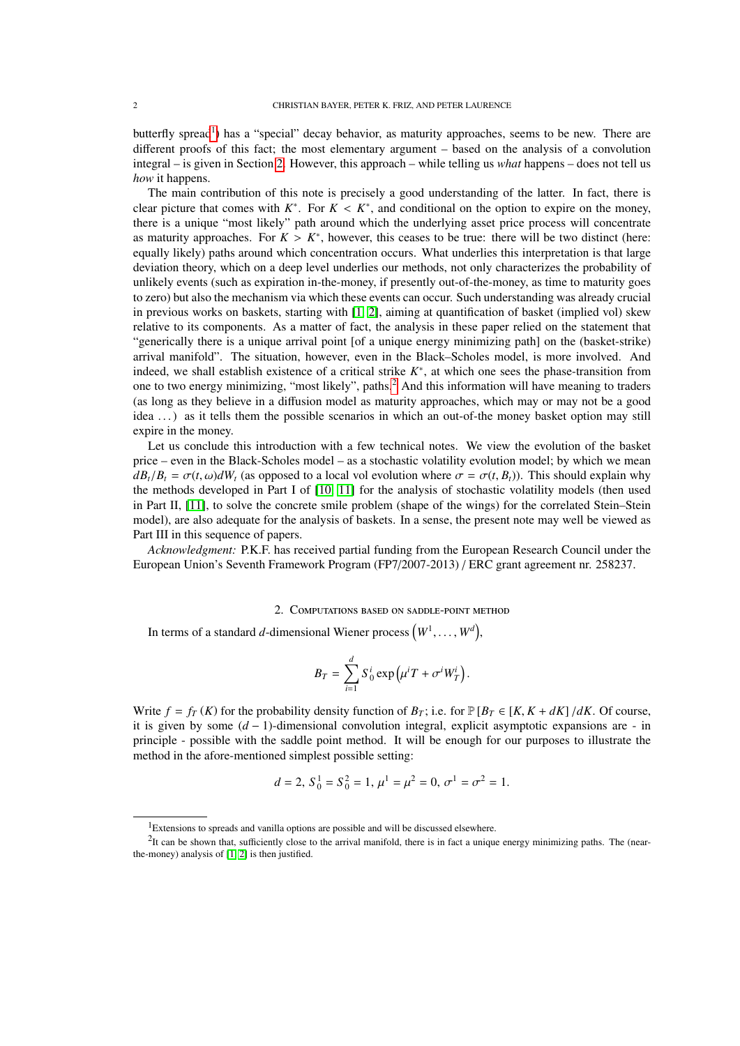butterfly spread[1]) has a "special" decay behavior, as maturity approaches, seems to be new. There are different proofs of this fact; the most elementary argument – based on the analysis of a convolution integral – is given in Section 2. However, this approach – while telling us *what* happens – does not tell us *how* it happens.

The main contribution of this note is precisely a good understanding of the latter. In fact, there is clear picture that comes with $K^*$. For $K < K^*$, and conditional on the option to expire on the money, there is a unique "most likely" path around which the underlying asset price process will concentrate as maturity approaches. For $K > K^*$, however, this ceases to be true: there will be two distinct (here: equally likely) paths around which concentration occurs. What underlies this interpretation is that large deviation theory, which on a deep level underlies our methods, not only characterizes the probability of unlikely events (such as expiration in-the-money, if presently out-of-the-money, as time to maturity goes to zero) but also the mechanism via which these events can occur. Such understanding was already crucial in previous works on baskets, starting with [1, 2], aiming at quantification of basket (implied vol) skew relative to its components. As a matter of fact, the analysis in these paper relied on the statement that "generically there is a unique arrival point [of a unique energy minimizing path] on the (basket-strike) arrival manifold". The situation, however, even in the Black–Scholes model, is more involved. And indeed, we shall establish existence of a critical strike $K^*$, at which one sees the phase-transition from one to two energy minimizing, "most likely", paths.[2] And this information will have meaning to traders (as long as they believe in a diffusion model as maturity approaches, which may or may not be a good idea ...) as it tells them the possible scenarios in which an out-of-the money basket option may still expire in the money.

Let us conclude this introduction with a few technical notes. We view the evolution of the basket price – even in the Black-Scholes model – as a stochastic volatility evolution model; by which we mean $dB_t/B_t = \sigma(t,\omega)dW_t$ (as opposed to a local vol evolution where $\sigma = \sigma(t, B_t)$). This should explain why the methods developed in Part I of [10, 11] for the analysis of stochastic volatility models (then used in Part II, [11], to solve the concrete smile problem (shape of the wings) for the correlated Stein–Stein model), are also adequate for the analysis of baskets. In a sense, the present note may well be viewed as Part III in this sequence of papers.

*Acknowledgment:* P.K.F. has received partial funding from the European Research Council under the European Union's Seventh Framework Program (FP7/2007-2013) / ERC grant agreement nr. 258237.

## 2. Computations based on saddle-point method

In terms of a standard $d$-dimensional Wiener process $\left(W^1, \ldots, W^d\right)$,

$$B_T = \sum_{i=1}^{d} S_0^i \exp\left(\mu^i T + \sigma^i W_T^i\right).$$

Write $f = f_T(K)$ for the probability density function of $B_T$; i.e. for $\mathbb{P}\left[B_T \in [K, K + dK]\right]/dK$. Of course, it is given by some $(d-1)$-dimensional convolution integral, explicit asymptotic expansions are - in principle - possible with the saddle point method. It will be enough for our purposes to illustrate the method in the afore-mentioned simplest possible setting:

$$d = 2,\ S_0^1 = S_0^2 = 1,\ \mu^1 = \mu^2 = 0,\ \sigma^1 = \sigma^2 = 1.$$

---

[1] Extensions to spreads and vanilla options are possible and will be discussed elsewhere.

[2] It can be shown that, sufficiently close to the arrival manifold, there is in fact a unique energy minimizing paths. The (near-the-money) analysis of [1, 2] is then justified.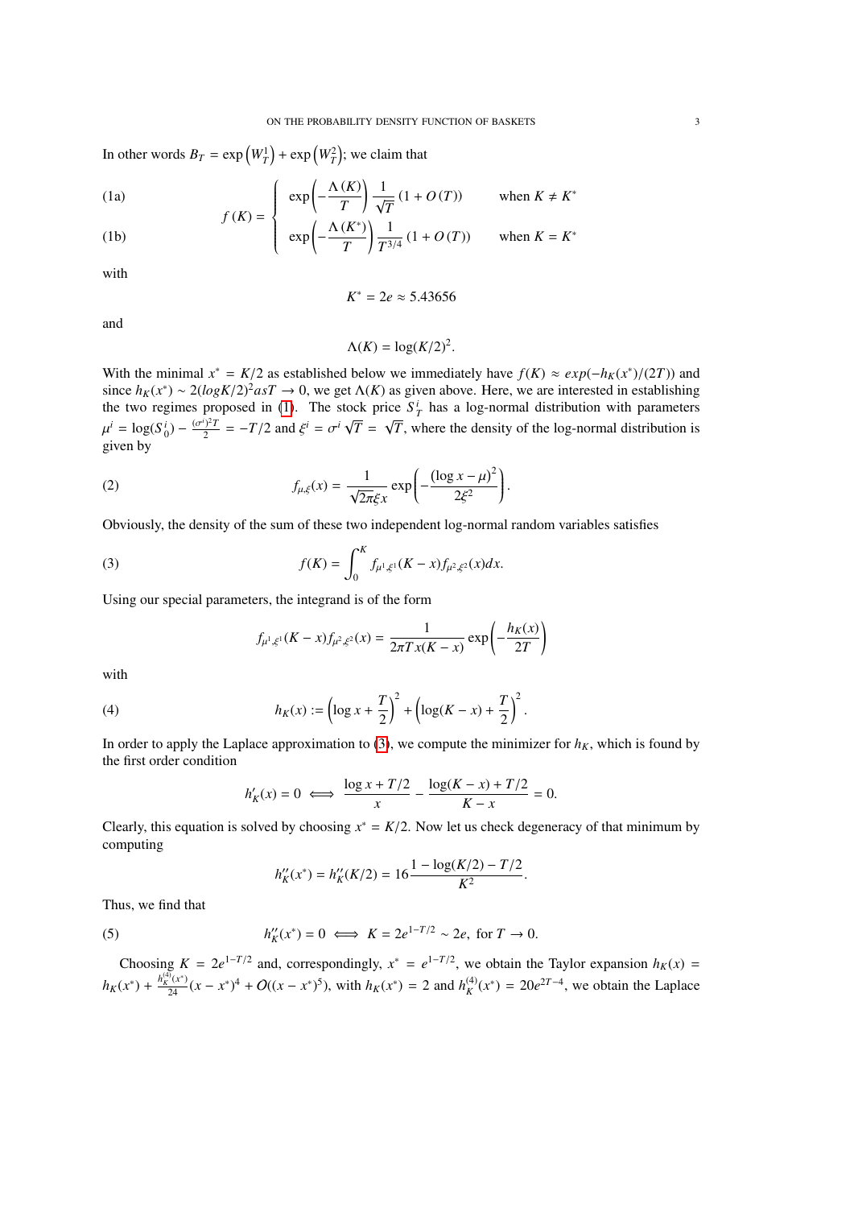In other words $B_T = \exp\left(W_T^1\right) + \exp\left(W_T^2\right)$; we claim that

$$
f(K) = \begin{cases} \exp\left(-\dfrac{\Lambda(K)}{T}\right)\dfrac{1}{\sqrt{T}}\left(1+O(T)\right) & \text{when } K \neq K^* \quad \text{(1a)} \\[2ex] \exp\left(-\dfrac{\Lambda(K^*)}{T}\right)\dfrac{1}{T^{3/4}}\left(1+O(T)\right) & \text{when } K = K^* \quad \text{(1b)} \end{cases}
$$

with

$$
K^* = 2e \approx 5.43656
$$

and

$$
\Lambda(K) = \log(K/2)^2.
$$

With the minimal $x^* = K/2$ as established below we immediately have $f(K) \approx exp(-h_K(x^*)/(2T))$ and since $h_K(x^*) \sim 2(logK/2)^2 as T \to 0$, we get $\Lambda(K)$ as given above. Here, we are interested in establishing the two regimes proposed in (1). The stock price $S_T^i$ has a log-normal distribution with parameters $\mu^i = \log(S_0^i) - \frac{(\sigma^i)^2 T}{2} = -T/2$ and $\xi^i = \sigma^i\sqrt{T} = \sqrt{T}$, where the density of the log-normal distribution is given by

$$
f_{\mu,\xi}(x) = \frac{1}{\sqrt{2\pi}\xi x}\exp\left(-\frac{(\log x - \mu)^2}{2\xi^2}\right). \tag{2}
$$

Obviously, the density of the sum of these two independent log-normal random variables satisfies

$$
f(K) = \int_0^K f_{\mu^1,\xi^1}(K-x) f_{\mu^2,\xi^2}(x)dx. \tag{3}
$$

Using our special parameters, the integrand is of the form

$$
f_{\mu^1,\xi^1}(K-x) f_{\mu^2,\xi^2}(x) = \frac{1}{2\pi T\, x(K-x)}\exp\left(-\frac{h_K(x)}{2T}\right)
$$

with

$$
h_K(x) := \left(\log x + \frac{T}{2}\right)^2 + \left(\log(K-x) + \frac{T}{2}\right)^2. \tag{4}
$$

In order to apply the Laplace approximation to (3), we compute the minimizer for $h_K$, which is found by the first order condition

$$
h_K'(x) = 0 \iff \frac{\log x + T/2}{x} - \frac{\log(K-x) + T/2}{K-x} = 0.
$$

Clearly, this equation is solved by choosing $x^* = K/2$. Now let us check degeneracy of that minimum by computing

$$
h_K''(x^*) = h_K''(K/2) = 16\frac{1 - \log(K/2) - T/2}{K^2}.
$$

Thus, we find that

$$
h_K''(x^*) = 0 \iff K = 2e^{1-T/2} \sim 2e, \text{ for } T \to 0. \tag{5}
$$

Choosing $K = 2e^{1-T/2}$ and, correspondingly, $x^* = e^{1-T/2}$, we obtain the Taylor expansion $h_K(x) = h_K(x^*) + \frac{h_K^{(4)}(x^*)}{24}(x-x^*)^4 + O((x-x^*)^5)$, with $h_K(x^*) = 2$ and $h_K^{(4)}(x^*) = 20e^{2T-4}$, we obtain the Laplace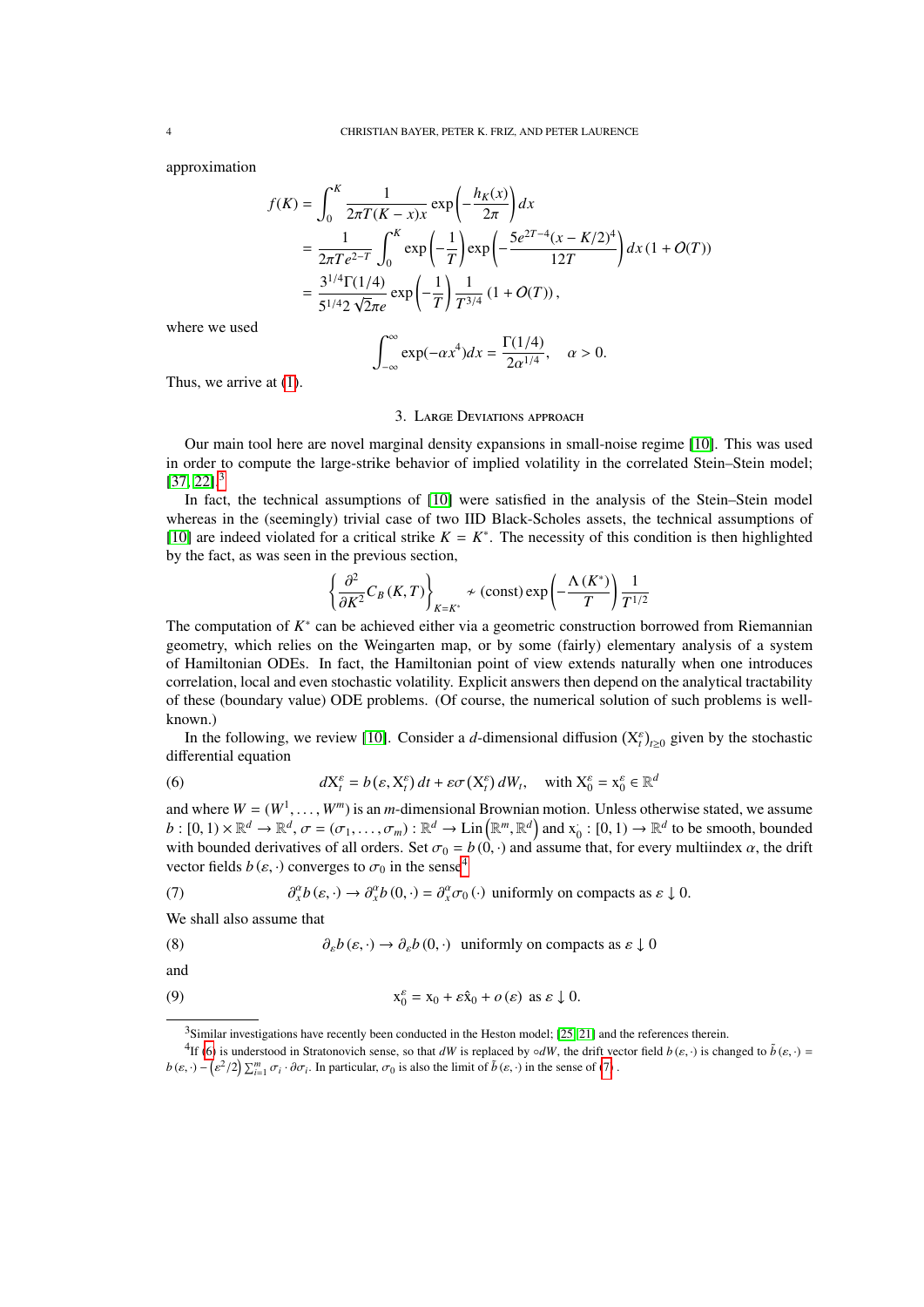approximation

$$
\begin{aligned}
f(K) &= \int_0^K \frac{1}{2\pi T(K-x)x} \exp\left(-\frac{h_K(x)}{2\pi}\right) dx \\
&= \frac{1}{2\pi T e^{2-T}} \int_0^K \exp\left(-\frac{1}{T}\right) \exp\left(-\frac{5e^{2T-4}(x-K/2)^4}{12T}\right) dx \, (1+O(T)) \\
&= \frac{3^{1/4}\Gamma(1/4)}{5^{1/4} 2\sqrt{2\pi} e} \exp\left(-\frac{1}{T}\right) \frac{1}{T^{3/4}} (1+O(T)),
\end{aligned}
$$

where we used

$$
\int_{-\infty}^{\infty} \exp(-\alpha x^4) dx = \frac{\Gamma(1/4)}{2\alpha^{1/4}}, \quad \alpha > 0.
$$

Thus, we arrive at (1).

## 3. Large Deviations approach

Our main tool here are novel marginal density expansions in small-noise regime [10]. This was used in order to compute the large-strike behavior of implied volatility in the correlated Stein–Stein model; [37, 22].[3]

In fact, the technical assumptions of [10] were satisfied in the analysis of the Stein–Stein model whereas in the (seemingly) trivial case of two IID Black-Scholes assets, the technical assumptions of [10] are indeed violated for a critical strike $K = K^*$. The necessity of this condition is then highlighted by the fact, as was seen in the previous section,

$$
\left\{ \frac{\partial^2}{\partial K^2} C_B(K,T) \right\}_{K=K^*} \nsim (\text{const}) \exp\left(-\frac{\Lambda(K^*)}{T}\right) \frac{1}{T^{1/2}}
$$

The computation of $K^*$ can be achieved either via a geometric construction borrowed from Riemannian geometry, which relies on the Weingarten map, or by some (fairly) elementary analysis of a system of Hamiltonian ODEs. In fact, the Hamiltonian point of view extends naturally when one introduces correlation, local and even stochastic volatility. Explicit answers then depend on the analytical tractability of these (boundary value) ODE problems. (Of course, the numerical solution of such problems is well-known.)

In the following, we review [10]. Consider a $d$-dimensional diffusion $(\mathrm{X}_t^\varepsilon)_{t\geq 0}$ given by the stochastic differential equation

$$
dX_t^\varepsilon = b(\varepsilon, X_t^\varepsilon)\, dt + \varepsilon \sigma(X_t^\varepsilon)\, dW_t, \quad \text{with } X_0^\varepsilon = x_0^\varepsilon \in \mathbb{R}^d \tag{6}
$$

and where $W = (W^1, \ldots, W^m)$ is an $m$-dimensional Brownian motion. Unless otherwise stated, we assume $b : [0,1) \times \mathbb{R}^d \to \mathbb{R}^d$, $\sigma = (\sigma_1, \ldots, \sigma_m) : \mathbb{R}^d \to \mathrm{Lin}\left(\mathbb{R}^m, \mathbb{R}^d\right)$ and $x_0^{\cdot} : [0,1) \to \mathbb{R}^d$ to be smooth, bounded with bounded derivatives of all orders. Set $\sigma_0 = b(0,\cdot)$ and assume that, for every multiindex $\alpha$, the drift vector fields $b(\varepsilon,\cdot)$ converges to $\sigma_0$ in the sense[4]

$$
\partial_x^\alpha b(\varepsilon,\cdot) \to \partial_x^\alpha b(0,\cdot) = \partial_x^\alpha \sigma_0(\cdot) \text{ uniformly on compacts as } \varepsilon \downarrow 0. \tag{7}
$$

We shall also assume that

$$
\partial_\varepsilon b(\varepsilon,\cdot) \to \partial_\varepsilon b(0,\cdot) \text{ uniformly on compacts as } \varepsilon \downarrow 0 \tag{8}
$$

and

$$
x_0^\varepsilon = x_0 + \varepsilon \hat{x}_0 + o(\varepsilon) \text{ as } \varepsilon \downarrow 0. \tag{9}
$$

---

[3] Similar investigations have recently been conducted in the Heston model; [25, 21] and the references therein.

[4] If (6) is understood in Stratonovich sense, so that $dW$ is replaced by $\circ dW$, the drift vector field $b(\varepsilon,\cdot)$ is changed to $\tilde{b}(\varepsilon,\cdot) = b(\varepsilon,\cdot) - \left(\varepsilon^2/2\right)\sum_{i=1}^m \sigma_i \cdot \partial\sigma_i$. In particular, $\sigma_0$ is also the limit of $\tilde{b}(\varepsilon,\cdot)$ in the sense of (7).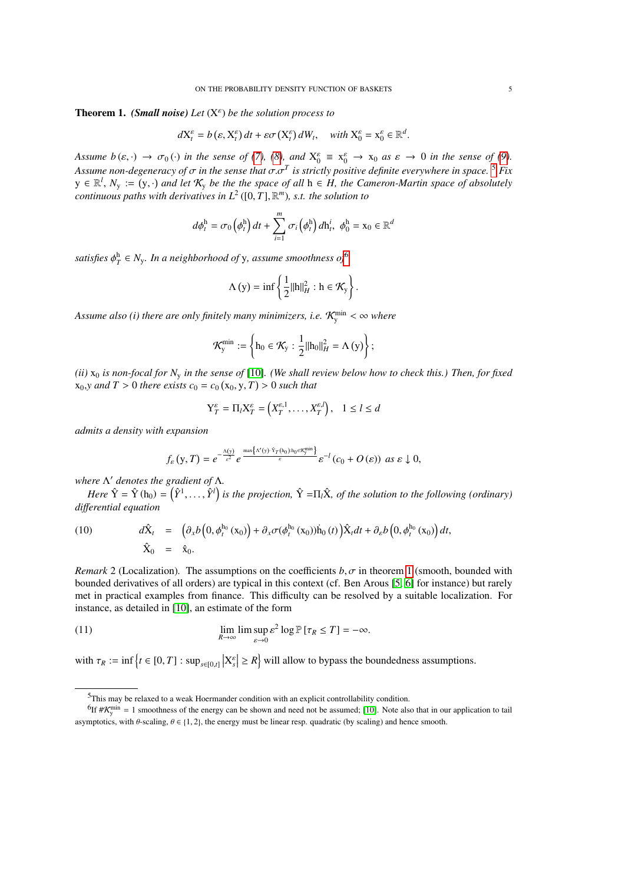**Theorem 1.** ***(Small noise)*** *Let* $(X^\varepsilon)$ *be the solution process to*

$$dX_t^\varepsilon = b\left(\varepsilon, X_t^\varepsilon\right)dt + \varepsilon\sigma\left(X_t^\varepsilon\right)dW_t, \quad \text{with } X_0^\varepsilon = x_0^\varepsilon \in \mathbb{R}^d.$$

*Assume* $b(\varepsilon,\cdot) \to \sigma_0(\cdot)$ *in the sense of (7), (8), and* $X_0^\varepsilon \equiv x_0^\varepsilon \to x_0$ *as* $\varepsilon \to 0$ *in the sense of (9). Assume non-degeneracy of* $\sigma$ *in the sense that* $\sigma.\sigma^T$ *is strictly positive definite everywhere in space.*[5] *Fix* $y \in \mathbb{R}^l$, $N_y := (y,\cdot)$ *and let* $\mathcal{K}_y$ *be the the space of all* $h \in H$*, the Cameron-Martin space of absolutely continuous paths with derivatives in* $L^2([0,T],\mathbb{R}^m)$*), s.t. the solution to*

$$d\phi_t^h = \sigma_0\left(\phi_t^h\right)dt + \sum_{i=1}^m \sigma_i\left(\phi_t^h\right)dh_t^i,\ \phi_0^h = x_0 \in \mathbb{R}^d$$

*satisfies* $\phi_T^h \in N_y$*. In a neighborhood of* $y$*, assume smoothness of*[6]

$$\Lambda(y) = \inf\left\{\frac{1}{2}\|h\|_H^2 : h \in \mathcal{K}_y\right\}.$$

*Assume also (i) there are only finitely many minimizers, i.e.* $\mathcal{K}_y^{\min} < \infty$ *where*

$$\mathcal{K}_y^{\min} := \left\{h_0 \in \mathcal{K}_y : \frac{1}{2}\|h_0\|_H^2 = \Lambda(y)\right\};$$

*(ii)* $x_0$ *is non-focal for* $N_y$ *in the sense of* [10]*. (We shall review below how to check this.) Then, for fixed* $x_0$*,y and* $T > 0$ *there exists* $c_0 = c_0(x_0, y, T) > 0$ *such that*

$$Y_T^\varepsilon = \Pi_l X_T^\varepsilon = \left(X_T^{\varepsilon,1},\ldots,X_T^{\varepsilon,l}\right), \quad 1 \le l \le d$$

*admits a density with expansion*

$$f_\varepsilon(y,T) = e^{-\frac{\Lambda(y)}{\varepsilon^2}} e^{\frac{\max\left\{\Lambda'(y)\cdot\hat{Y}_T(h_0):h_0\in\mathcal{K}_y^{\min}\right\}}{\varepsilon}} \varepsilon^{-l}\left(c_0 + O(\varepsilon)\right) \text{ as } \varepsilon \downarrow 0,$$

*where* $\Lambda'$ *denotes the gradient of* $\Lambda$.

*Here* $\hat{Y} = \hat{Y}(h_0) = \left(\hat{Y}^1,\ldots,\hat{Y}^l\right)$ *is the projection,* $\hat{Y} = \Pi_l\hat{X}$*, of the solution to the following (ordinary) differential equation*

$$\begin{aligned}
d\hat{X}_t &= \left(\partial_x b\left(0,\phi_t^{h_0}(x_0)\right) + \partial_x\sigma(\phi_t^{h_0}(x_0))\dot{h}_0(t)\right)\hat{X}_t dt + \partial_\varepsilon b\left(0,\phi_t^{h_0}(x_0)\right)dt, \\
\hat{X}_0 &= \hat{x}_0.
\end{aligned} \tag{10}$$

*Remark* 2 (Localization)*.* The assumptions on the coefficients $b,\sigma$ in theorem 1 (smooth, bounded with bounded derivatives of all orders) are typical in this context (cf. Ben Arous [5, 6] for instance) but rarely met in practical examples from finance. This difficulty can be resolved by a suitable localization. For instance, as detailed in [10], an estimate of the form

$$\lim_{R\to\infty}\limsup_{\varepsilon\to 0}\varepsilon^2\log\mathbb{P}\left[\tau_R \le T\right] = -\infty. \tag{11}$$

with $\tau_R := \inf\left\{t\in[0,T] : \sup_{s\in[0,t]}\left|X_s^\varepsilon\right| \ge R\right\}$ will allow to bypass the boundedness assumptions.

---

[5] This may be relaxed to a weak Hoermander condition with an explicit controllability condition.

[6] If $\#\mathcal{K}_y^{\min} = 1$ smoothness of the energy can be shown and need not be assumed; [10]. Note also that in our application to tail asymptotics, with $\theta$-scaling, $\theta \in \{1,2\}$, the energy must be linear resp. quadratic (by scaling) and hence smooth.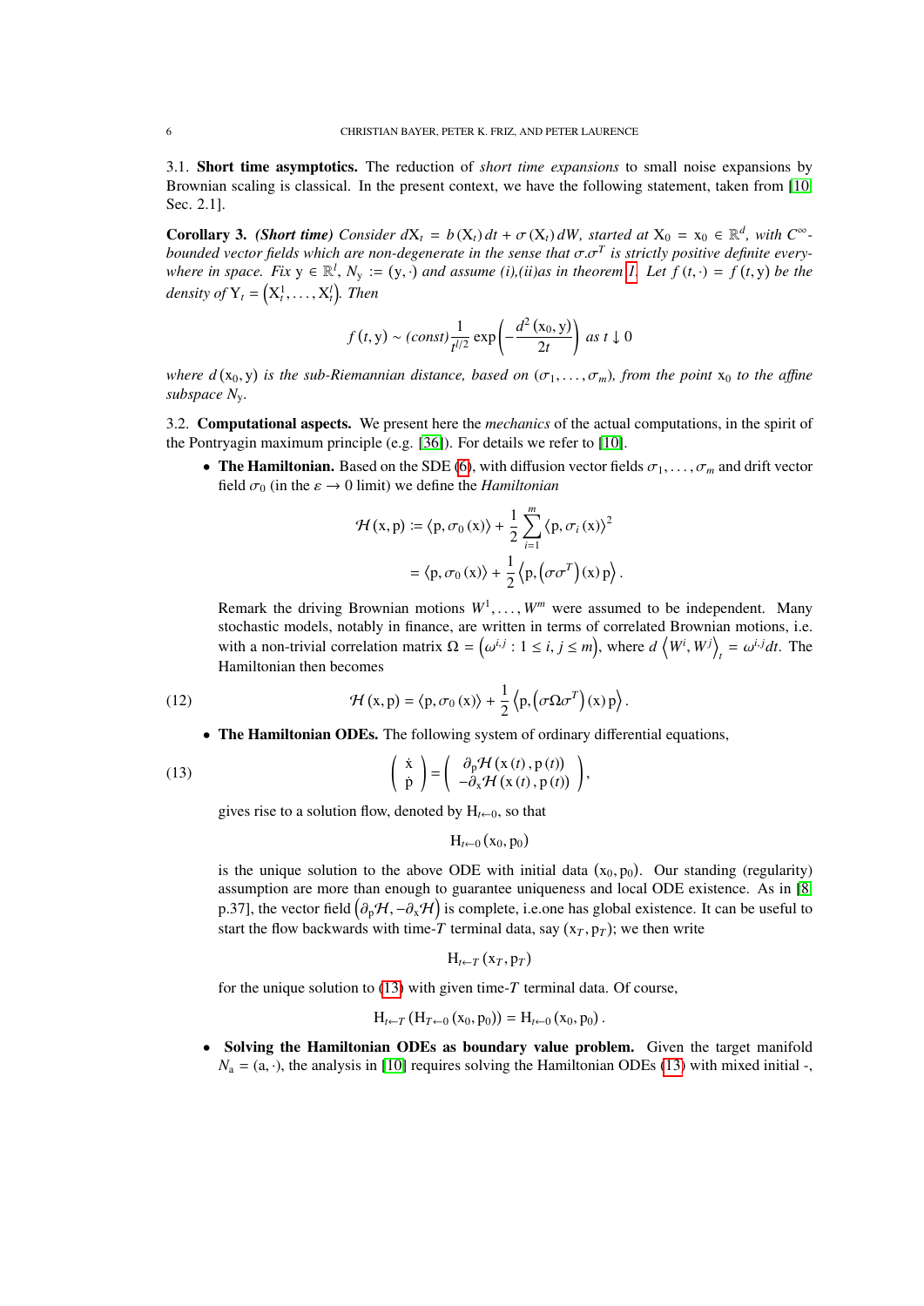3.1. **Short time asymptotics.** The reduction of *short time expansions* to small noise expansions by Brownian scaling is classical. In the present context, we have the following statement, taken from [10] Sec. 2.1].

**Corollary 3.** ***(Short time)*** *Consider $d\mathrm{X}_t = b(\mathrm{X}_t)\,dt + \sigma(\mathrm{X}_t)\,dW$, started at $\mathrm{X}_0 = \mathrm{x}_0 \in \mathbb{R}^d$, with $C^\infty$-bounded vector fields which are non-degenerate in the sense that $\sigma.\sigma^T$ is strictly positive definite everywhere in space. Fix $\mathrm{y} \in \mathbb{R}^l$, $N_{\mathrm{y}} := (\mathrm{y}, \cdot)$ and assume (i),(ii)as in theorem 1. Let $f(t,\cdot) = f(t,\mathrm{y})$ be the density of $\mathrm{Y}_t = \left(\mathrm{X}_t^1, \ldots, \mathrm{X}_t^l\right)$. Then*

$$
f(t,\mathrm{y}) \sim (const)\frac{1}{t^{l/2}}\exp\left(-\frac{d^2(\mathrm{x}_0,\mathrm{y})}{2t}\right) \text{ as } t \downarrow 0
$$

*where $d(\mathrm{x}_0,\mathrm{y})$ is the sub-Riemannian distance, based on $(\sigma_1,\ldots,\sigma_m)$, from the point $\mathrm{x}_0$ to the affine subspace $N_{\mathrm{y}}$.*

3.2. **Computational aspects.** We present here the *mechanics* of the actual computations, in the spirit of the Pontryagin maximum principle (e.g. [36]). For details we refer to [10].

- **The Hamiltonian.** Based on the SDE (6), with diffusion vector fields $\sigma_1,\ldots,\sigma_m$ and drift vector field $\sigma_0$ (in the $\varepsilon \to 0$ limit) we define the *Hamiltonian*

$$
\begin{aligned}
\mathcal{H}(\mathrm{x},\mathrm{p}) &:= \langle \mathrm{p}, \sigma_0(\mathrm{x})\rangle + \frac{1}{2}\sum_{i=1}^m \langle \mathrm{p}, \sigma_i(\mathrm{x})\rangle^2 \\
&= \langle \mathrm{p}, \sigma_0(\mathrm{x})\rangle + \frac{1}{2}\left\langle \mathrm{p}, \left(\sigma\sigma^T\right)(\mathrm{x})\,\mathrm{p}\right\rangle.
\end{aligned}
$$

  Remark the driving Brownian motions $W^1,\ldots,W^m$ were assumed to be independent. Many stochastic models, notably in finance, are written in terms of correlated Brownian motions, i.e. with a non-trivial correlation matrix $\Omega = \left(\omega^{i,j} : 1 \le i,j \le m\right)$, where $d\left\langle W^i, W^j\right\rangle_t = \omega^{i,j}dt$. The Hamiltonian then becomes

$$
\mathcal{H}(\mathrm{x},\mathrm{p}) = \langle \mathrm{p}, \sigma_0(\mathrm{x})\rangle + \frac{1}{2}\left\langle \mathrm{p}, \left(\sigma\Omega\sigma^T\right)(\mathrm{x})\,\mathrm{p}\right\rangle. \tag{12}
$$

- **The Hamiltonian ODEs.** The following system of ordinary differential equations,

$$
\begin{pmatrix} \dot{\mathrm{x}} \\ \dot{\mathrm{p}} \end{pmatrix} = \begin{pmatrix} \partial_{\mathrm{p}}\mathcal{H}(\mathrm{x}(t),\mathrm{p}(t)) \\ -\partial_{\mathrm{x}}\mathcal{H}(\mathrm{x}(t),\mathrm{p}(t)) \end{pmatrix}, \tag{13}
$$

  gives rise to a solution flow, denoted by $\mathrm{H}_{t\leftarrow 0}$, so that

$$
\mathrm{H}_{t\leftarrow 0}(\mathrm{x}_0,\mathrm{p}_0)
$$

  is the unique solution to the above ODE with initial data $(\mathrm{x}_0,\mathrm{p}_0)$. Our standing (regularity) assumption are more than enough to guarantee uniqueness and local ODE existence. As in [8] p.37], the vector field $\left(\partial_{\mathrm{p}}\mathcal{H}, -\partial_{\mathrm{x}}\mathcal{H}\right)$ is complete, i.e.one has global existence. It can be useful to start the flow backwards with time-$T$ terminal data, say $(\mathrm{x}_T,\mathrm{p}_T)$; we then write

$$
\mathrm{H}_{t\leftarrow T}(\mathrm{x}_T,\mathrm{p}_T)
$$

  for the unique solution to (13) with given time-$T$ terminal data. Of course,

$$
\mathrm{H}_{t\leftarrow T}\left(\mathrm{H}_{T\leftarrow 0}(\mathrm{x}_0,\mathrm{p}_0)\right) = \mathrm{H}_{t\leftarrow 0}(\mathrm{x}_0,\mathrm{p}_0).
$$

- **Solving the Hamiltonian ODEs as boundary value problem.** Given the target manifold $N_{\mathrm{a}} = (\mathrm{a},\cdot)$, the analysis in [10] requires solving the Hamiltonian ODEs (13) with mixed initial -,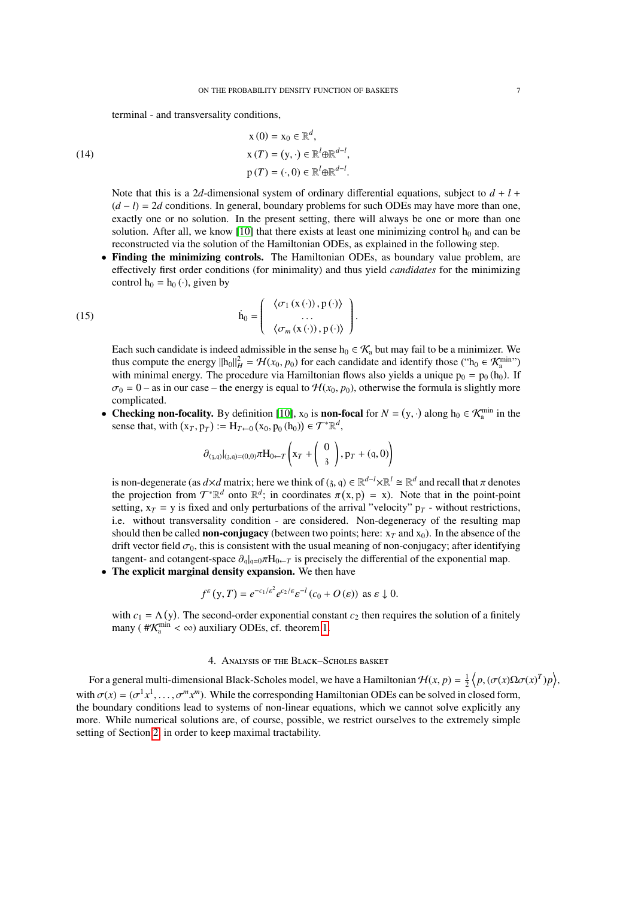terminal - and transversality conditions,

$$
\begin{aligned}
\mathrm{x}(0) &= \mathrm{x}_0 \in \mathbb{R}^d, \\
\mathrm{x}(T) &= (\mathrm{y}, \cdot) \in \mathbb{R}^l \oplus \mathbb{R}^{d-l}, \\
\mathrm{p}(T) &= (\cdot, 0) \in \mathbb{R}^l \oplus \mathbb{R}^{d-l}.
\end{aligned} \tag{14}
$$

Note that this is a $2d$-dimensional system of ordinary differential equations, subject to $d + l + (d - l) = 2d$ conditions. In general, boundary problems for such ODEs may have more than one, exactly one or no solution. In the present setting, there will always be one or more than one solution. After all, we know [10] that there exists at least one minimizing control $\mathrm{h}_0$ and can be reconstructed via the solution of the Hamiltonian ODEs, as explained in the following step.

- **Finding the minimizing controls.** The Hamiltonian ODEs, as boundary value problem, are effectively first order conditions (for minimality) and thus yield *candidates* for the minimizing control $\mathrm{h}_0 = \mathrm{h}_0(\cdot)$, given by

$$
\dot{\mathrm{h}}_0 = \begin{pmatrix} \langle \sigma_1(\mathrm{x}(\cdot)), \mathrm{p}(\cdot) \rangle \\ \dots \\ \langle \sigma_m(\mathrm{x}(\cdot)), \mathrm{p}(\cdot) \rangle \end{pmatrix}. \tag{15}
$$

Each such candidate is indeed admissible in the sense $\mathrm{h}_0 \in \mathcal{K}_\mathrm{a}$ but may fail to be a minimizer. We thus compute the energy $\|\mathrm{h}_0\|_H^2 = \mathcal{H}(x_0, p_0)$ for each candidate and identify those ("$\mathrm{h}_0 \in \mathcal{K}_\mathrm{a}^{\min}$") with minimal energy. The procedure via Hamiltonian flows also yields a unique $\mathrm{p}_0 = \mathrm{p}_0(\mathrm{h}_0)$. If $\sigma_0 = 0$ – as in our case – the energy is equal to $\mathcal{H}(x_0, p_0)$, otherwise the formula is slightly more complicated.

- **Checking non-focality.** By definition [10], $\mathrm{x}_0$ is **non-focal** for $N = (\mathrm{y}, \cdot)$ along $\mathrm{h}_0 \in \mathcal{K}_\mathrm{a}^{\min}$ in the sense that, with $(\mathrm{x}_T, \mathrm{p}_T) := \mathrm{H}_{T \leftarrow 0}(\mathrm{x}_0, \mathrm{p}_0(\mathrm{h}_0)) \in \mathcal{T}^*\mathbb{R}^d$,

$$
\partial_{(\mathfrak{z},\mathfrak{q})}|_{(\mathfrak{z},\mathfrak{q})=(0,0)} \pi \mathrm{H}_{0 \leftarrow T}\left( \mathrm{x}_T + \begin{pmatrix} 0 \\ \mathfrak{z} \end{pmatrix}, \mathrm{p}_T + (\mathfrak{q}, 0) \right)
$$

is non-degenerate (as $d \times d$ matrix; here we think of $(\mathfrak{z}, \mathfrak{q}) \in \mathbb{R}^{d-l} \times \mathbb{R}^l \cong \mathbb{R}^d$ and recall that $\pi$ denotes the projection from $\mathcal{T}^*\mathbb{R}^d$ onto $\mathbb{R}^d$; in coordinates $\pi(\mathrm{x}, \mathrm{p}) = \mathrm{x}$). Note that in the point-point setting, $\mathrm{x}_T = \mathrm{y}$ is fixed and only perturbations of the arrival "velocity" $\mathrm{p}_T$ - without restrictions, i.e. without transversality condition - are considered. Non-degeneracy of the resulting map should then be called **non-conjugacy** (between two points; here: $\mathrm{x}_T$ and $\mathrm{x}_0$). In the absence of the drift vector field $\sigma_0$, this is consistent with the usual meaning of non-conjugacy; after identifying tangent- and cotangent-space $\partial_\mathfrak{q}|_{\mathfrak{q}=0} \pi \mathrm{H}_{0 \leftarrow T}$ is precisely the differential of the exponential map.

- **The explicit marginal density expansion.** We then have

$$
f^\varepsilon(\mathrm{y}, T) = e^{-c_1/\varepsilon^2} e^{c_2/\varepsilon} \varepsilon^{-l} (c_0 + O(\varepsilon)) \text{ as } \varepsilon \downarrow 0.
$$

with $c_1 = \Lambda(\mathrm{y})$. The second-order exponential constant $c_2$ then requires the solution of a finitely many ( $\#\mathcal{K}_\mathrm{a}^{\min} < \infty$) auxiliary ODEs, cf. theorem 1.

## 4. Analysis of the Black–Scholes basket

For a general multi-dimensional Black-Scholes model, we have a Hamiltonian $\mathcal{H}(x, p) = \frac{1}{2} \left\langle p, (\sigma(x) \Omega \sigma(x)^T) p \right\rangle$, with $\sigma(x) = (\sigma^1 x^1, \dots, \sigma^m x^m)$. While the corresponding Hamiltonian ODEs can be solved in closed form, the boundary conditions lead to systems of non-linear equations, which we cannot solve explicitly any more. While numerical solutions are, of course, possible, we restrict ourselves to the extremely simple setting of Section 2 in order to keep maximal tractability.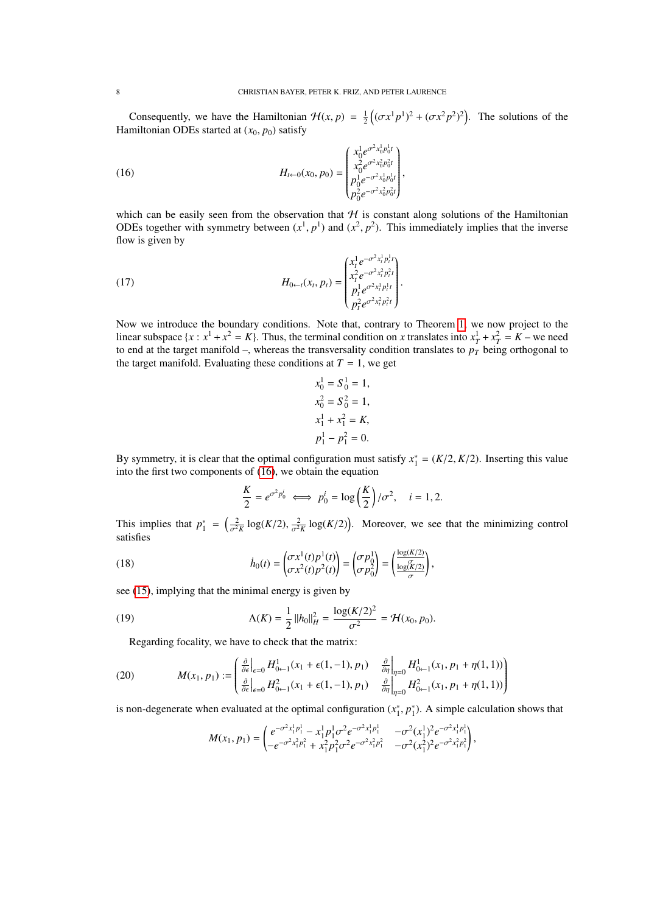Consequently, we have the Hamiltonian $\mathcal{H}(x, p) = \frac{1}{2}\left((\sigma x^1 p^1)^2 + (\sigma x^2 p^2)^2\right)$. The solutions of the Hamiltonian ODEs started at $(x_0, p_0)$ satisfy

$$H_{t\leftarrow 0}(x_0, p_0) = \begin{pmatrix} x_0^1 e^{\sigma^2 x_0^1 p_0^1 t} \\ x_0^2 e^{\sigma^2 x_0^2 p_0^2 t} \\ p_0^1 e^{-\sigma^2 x_0^1 p_0^1 t} \\ p_0^2 e^{-\sigma^2 x_0^2 p_0^2 t} \end{pmatrix}, \tag{16}$$

which can be easily seen from the observation that $\mathcal{H}$ is constant along solutions of the Hamiltonian ODEs together with symmetry between $(x^1, p^1)$ and $(x^2, p^2)$. This immediately implies that the inverse flow is given by

$$H_{0\leftarrow t}(x_t, p_t) = \begin{pmatrix} x_t^1 e^{-\sigma^2 x_t^1 p_t^1 t} \\ x_t^2 e^{-\sigma^2 x_t^2 p_t^2 t} \\ p_t^1 e^{\sigma^2 x_t^1 p_t^1 t} \\ p_t^2 e^{\sigma^2 x_t^2 p_t^2 t} \end{pmatrix}. \tag{17}$$

Now we introduce the boundary conditions. Note that, contrary to Theorem 1, we now project to the linear subspace $\{x : x^1 + x^2 = K\}$. Thus, the terminal condition on $x$ translates into $x_T^1 + x_T^2 = K$ – we need to end at the target manifold –, whereas the transversality condition translates to $p_T$ being orthogonal to the target manifold. Evaluating these conditions at $T = 1$, we get

$$x_0^1 = S_0^1 = 1,$$
$$x_0^2 = S_0^2 = 1,$$
$$x_1^1 + x_1^2 = K,$$
$$p_1^1 - p_1^2 = 0.$$

By symmetry, it is clear that the optimal configuration must satisfy $x_1^* = (K/2, K/2)$. Inserting this value into the first two components of (16), we obtain the equation

$$\frac{K}{2} = e^{\sigma^2 p_0^i} \iff p_0^i = \log\left(\frac{K}{2}\right)/\sigma^2, \quad i = 1, 2.$$

This implies that $p_1^* = \left(\frac{2}{\sigma^2 K}\log(K/2), \frac{2}{\sigma^2 K}\log(K/2)\right)$. Moreover, we see that the minimizing control satisfies

$$\dot{h}_0(t) = \begin{pmatrix} \sigma x^1(t) p^1(t) \\ \sigma x^2(t) p^2(t) \end{pmatrix} = \begin{pmatrix} \sigma p_0^1 \\ \sigma p_0^2 \end{pmatrix} = \begin{pmatrix} \frac{\log(K/2)}{\sigma} \\ \frac{\log(K/2)}{\sigma} \end{pmatrix}, \tag{18}$$

see (15), implying that the minimal energy is given by

$$\Lambda(K) = \frac{1}{2}\|h_0\|_H^2 = \frac{\log(K/2)^2}{\sigma^2} = \mathcal{H}(x_0, p_0). \tag{19}$$

Regarding focality, we have to check that the matrix:

$$M(x_1, p_1) := \begin{pmatrix} \frac{\partial}{\partial \epsilon}\Big|_{\epsilon=0} H_{0\leftarrow 1}^1(x_1 + \epsilon(1, -1), p_1) & \frac{\partial}{\partial \eta}\Big|_{\eta=0} H_{0\leftarrow 1}^1(x_1, p_1 + \eta(1, 1)) \\ \frac{\partial}{\partial \epsilon}\Big|_{\epsilon=0} H_{0\leftarrow 1}^2(x_1 + \epsilon(1, -1), p_1) & \frac{\partial}{\partial \eta}\Big|_{\eta=0} H_{0\leftarrow 1}^2(x_1, p_1 + \eta(1, 1)) \end{pmatrix} \tag{20}$$

is non-degenerate when evaluated at the optimal configuration $(x_1^*, p_1^*)$. A simple calculation shows that

$$M(x_1, p_1) = \begin{pmatrix} e^{-\sigma^2 x_1^1 p_1^1} - x_1^1 p_1^1 \sigma^2 e^{-\sigma^2 x_1^1 p_1^1} & -\sigma^2 (x_1^1)^2 e^{-\sigma^2 x_1^1 p_1^1} \\ -e^{-\sigma^2 x_1^2 p_1^2} + x_1^2 p_1^2 \sigma^2 e^{-\sigma^2 x_1^2 p_1^2} & -\sigma^2 (x_1^2)^2 e^{-\sigma^2 x_1^2 p_1^2} \end{pmatrix},$$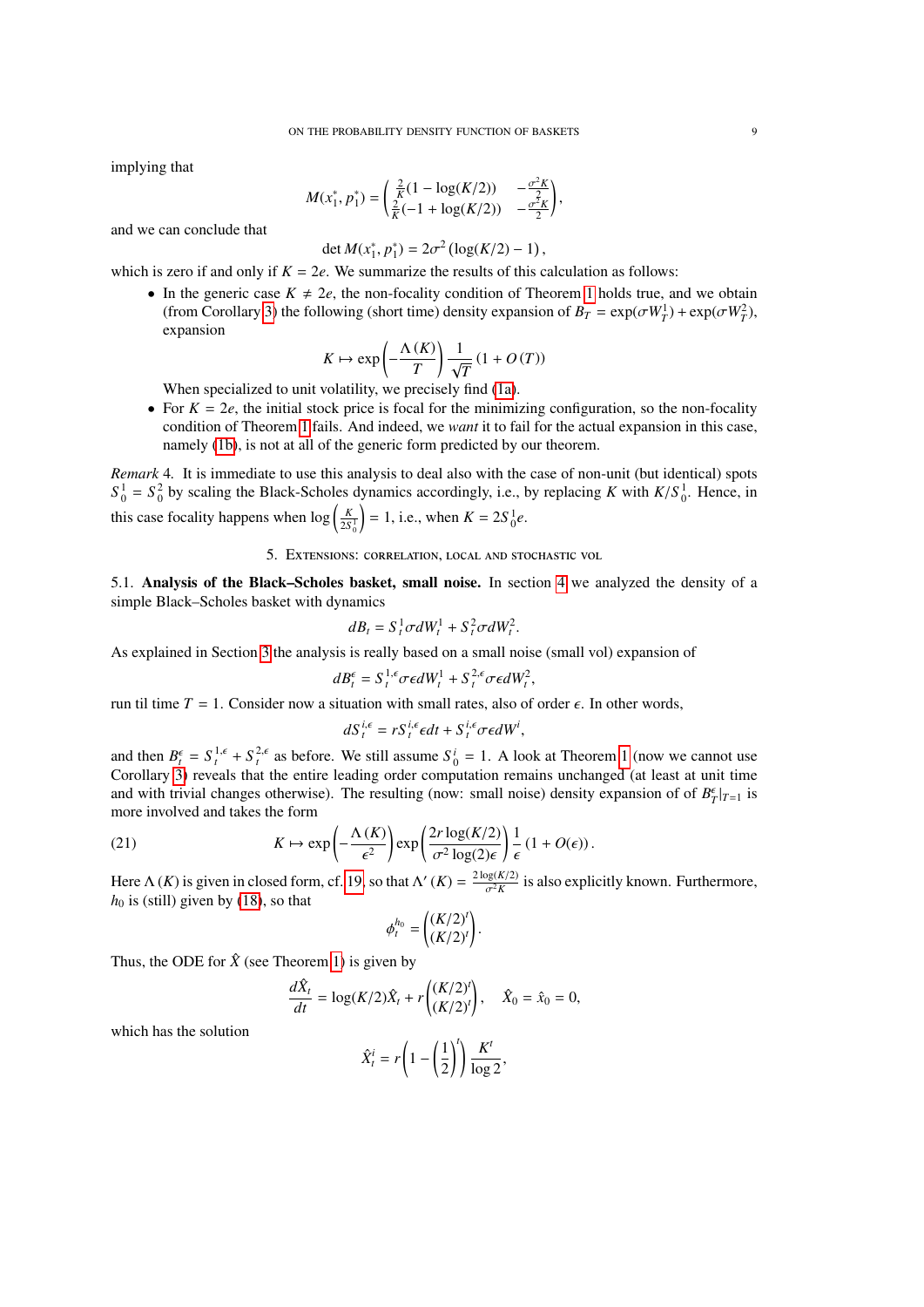implying that

$$M(x_1^*, p_1^*) = \begin{pmatrix} \frac{2}{K}(1 - \log(K/2)) & -\frac{\sigma^2 K}{2} \\ \frac{2}{K}(-1 + \log(K/2)) & -\frac{\sigma^2 K}{2} \end{pmatrix},$$

and we can conclude that

$$\det M(x_1^*, p_1^*) = 2\sigma^2 \left(\log(K/2) - 1\right),$$

which is zero if and only if $K = 2e$. We summarize the results of this calculation as follows:

- In the generic case $K \neq 2e$, the non-focality condition of Theorem 1 holds true, and we obtain (from Corollary 3) the following (short time) density expansion of $B_T = \exp(\sigma W_T^1) + \exp(\sigma W_T^2)$, expansion

$$K \mapsto \exp\left(-\frac{\Lambda(K)}{T}\right) \frac{1}{\sqrt{T}} \left(1 + O(T)\right)$$

  When specialized to unit volatility, we precisely find (1a).
- For $K = 2e$, the initial stock price is focal for the minimizing configuration, so the non-focality condition of Theorem 1 fails. And indeed, we *want* it to fail for the actual expansion in this case, namely (1b), is not at all of the generic form predicted by our theorem.

*Remark* 4. It is immediate to use this analysis to deal also with the case of non-unit (but identical) spots $S_0^1 = S_0^2$ by scaling the Black-Scholes dynamics accordingly, i.e., by replacing $K$ with $K/S_0^1$. Hence, in this case focality happens when $\log\left(\frac{K}{2S_0^1}\right) = 1$, i.e., when $K = 2S_0^1 e$.

## 5. Extensions: correlation, local and stochastic vol

5.1. **Analysis of the Black–Scholes basket, small noise.** In section 4 we analyzed the density of a simple Black–Scholes basket with dynamics

$$dB_t = S_t^1 \sigma dW_t^1 + S_t^2 \sigma dW_t^2.$$

As explained in Section 3 the analysis is really based on a small noise (small vol) expansion of

$$dB_t^\epsilon = S_t^{1,\epsilon} \sigma \epsilon dW_t^1 + S_t^{2,\epsilon} \sigma \epsilon dW_t^2,$$

run til time $T = 1$. Consider now a situation with small rates, also of order $\epsilon$. In other words,

$$dS_t^{i,\epsilon} = r S_t^{i,\epsilon} \epsilon dt + S_t^{i,\epsilon} \sigma \epsilon dW^i,$$

and then $B_t^\epsilon = S_t^{1,\epsilon} + S_t^{2,\epsilon}$ as before. We still assume $S_0^i = 1$. A look at Theorem 1 (now we cannot use Corollary 3) reveals that the entire leading order computation remains unchanged (at least at unit time and with trivial changes otherwise). The resulting (now: small noise) density expansion of of $B_T^\epsilon|_{T=1}$ is more involved and takes the form

$$K \mapsto \exp\left(-\frac{\Lambda(K)}{\epsilon^2}\right) \exp\left(\frac{2r\log(K/2)}{\sigma^2 \log(2)\epsilon}\right) \frac{1}{\epsilon} \left(1 + O(\epsilon)\right). \tag{21}$$

Here $\Lambda(K)$ is given in closed form, cf. 19, so that $\Lambda'(K) = \frac{2\log(K/2)}{\sigma^2 K}$ is also explicitly known. Furthermore, $h_0$ is (still) given by (18), so that

$$\phi_t^{h_0} = \begin{pmatrix} (K/2)^t \\ (K/2)^t \end{pmatrix}.$$

Thus, the ODE for $\hat{X}$ (see Theorem 1) is given by

$$\frac{d\hat{X}_t}{dt} = \log(K/2)\hat{X}_t + r\begin{pmatrix} (K/2)^t \\ (K/2)^t \end{pmatrix}, \quad \hat{X}_0 = \hat{x}_0 = 0,$$

which has the solution

$$\hat{X}_t^i = r\left(1 - \left(\frac{1}{2}\right)^t\right) \frac{K^t}{\log 2},$$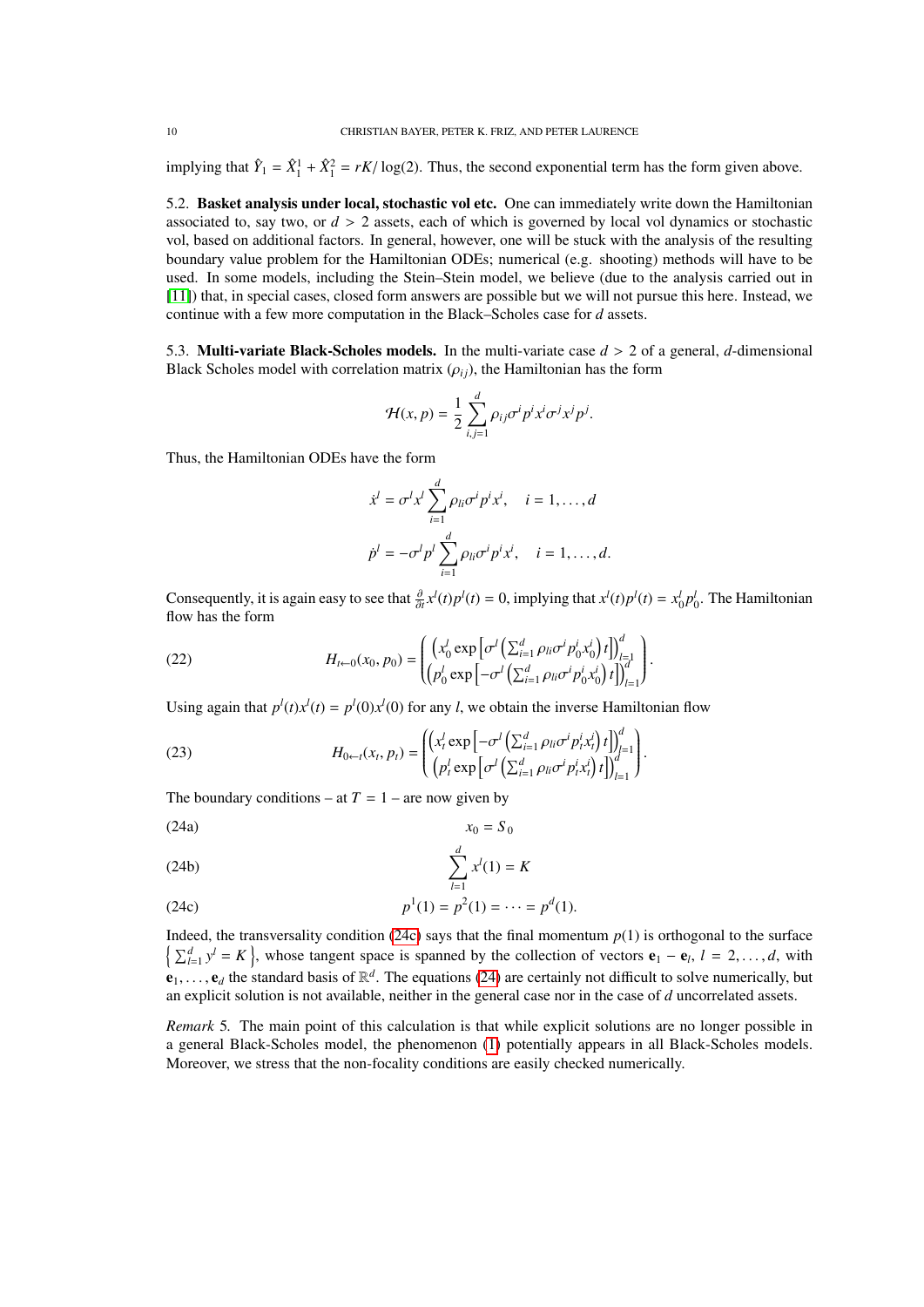implying that $\hat{Y}_1 = \hat{X}_1^1 + \hat{X}_1^2 = rK/\log(2)$. Thus, the second exponential term has the form given above.

5.2. **Basket analysis under local, stochastic vol etc.** One can immediately write down the Hamiltonian associated to, say two, or $d > 2$ assets, each of which is governed by local vol dynamics or stochastic vol, based on additional factors. In general, however, one will be stuck with the analysis of the resulting boundary value problem for the Hamiltonian ODEs; numerical (e.g. shooting) methods will have to be used. In some models, including the Stein–Stein model, we believe (due to the analysis carried out in [11]) that, in special cases, closed form answers are possible but we will not pursue this here. Instead, we continue with a few more computation in the Black–Scholes case for $d$ assets.

5.3. **Multi-variate Black-Scholes models.** In the multi-variate case $d > 2$ of a general, $d$-dimensional Black Scholes model with correlation matrix $(\rho_{ij})$, the Hamiltonian has the form

$$\mathcal{H}(x, p) = \frac{1}{2}\sum_{i,j=1}^{d} \rho_{ij}\sigma^i p^i x^i \sigma^j x^j p^j.$$

Thus, the Hamiltonian ODEs have the form

$$\dot{x}^l = \sigma^l x^l \sum_{i=1}^{d} \rho_{li}\sigma^i p^i x^i, \quad i = 1, \dots, d$$

$$\dot{p}^l = -\sigma^l p^l \sum_{i=1}^{d} \rho_{li}\sigma^i p^i x^i, \quad i = 1, \dots, d.$$

Consequently, it is again easy to see that $\frac{\partial}{\partial t} x^l(t)p^l(t) = 0$, implying that $x^l(t)p^l(t) = x_0^l p_0^l$. The Hamiltonian flow has the form

$$H_{t\leftarrow 0}(x_0, p_0) = \begin{pmatrix} \left(x_0^l \exp\left[\sigma^l \left(\sum_{i=1}^d \rho_{li}\sigma^i p_0^i x_0^i\right) t\right]\right)_{l=1}^d \\ \left(p_0^l \exp\left[-\sigma^l \left(\sum_{i=1}^d \rho_{li}\sigma^i p_0^i x_0^i\right) t\right]\right)_{l=1}^d \end{pmatrix}. \tag{22}$$

Using again that $p^l(t)x^l(t) = p^l(0)x^l(0)$ for any $l$, we obtain the inverse Hamiltonian flow

$$H_{0\leftarrow t}(x_t, p_t) = \begin{pmatrix} \left(x_t^l \exp\left[-\sigma^l \left(\sum_{i=1}^d \rho_{li}\sigma^i p_t^i x_t^i\right) t\right]\right)_{l=1}^d \\ \left(p_t^l \exp\left[\sigma^l \left(\sum_{i=1}^d \rho_{li}\sigma^i p_t^i x_t^i\right) t\right]\right)_{l=1}^d \end{pmatrix}. \tag{23}$$

The boundary conditions – at $T = 1$ – are now given by

$$x_0 = S_0 \tag{24a}$$

$$\sum_{l=1}^{d} x^l(1) = K \tag{24b}$$

$$p^1(1) = p^2(1) = \cdots = p^d(1). \tag{24c}$$

Indeed, the transversality condition (24c) says that the final momentum $p(1)$ is orthogonal to the surface $\left\{ \sum_{l=1}^d y^l = K \right\}$, whose tangent space is spanned by the collection of vectors $\mathbf{e}_1 - \mathbf{e}_l$, $l = 2, \dots, d$, with $\mathbf{e}_1, \dots, \mathbf{e}_d$ the standard basis of $\mathbb{R}^d$. The equations (24) are certainly not difficult to solve numerically, but an explicit solution is not available, neither in the general case nor in the case of $d$ uncorrelated assets.

*Remark* 5. The main point of this calculation is that while explicit solutions are no longer possible in a general Black-Scholes model, the phenomenon (1) potentially appears in all Black-Scholes models. Moreover, we stress that the non-focality conditions are easily checked numerically.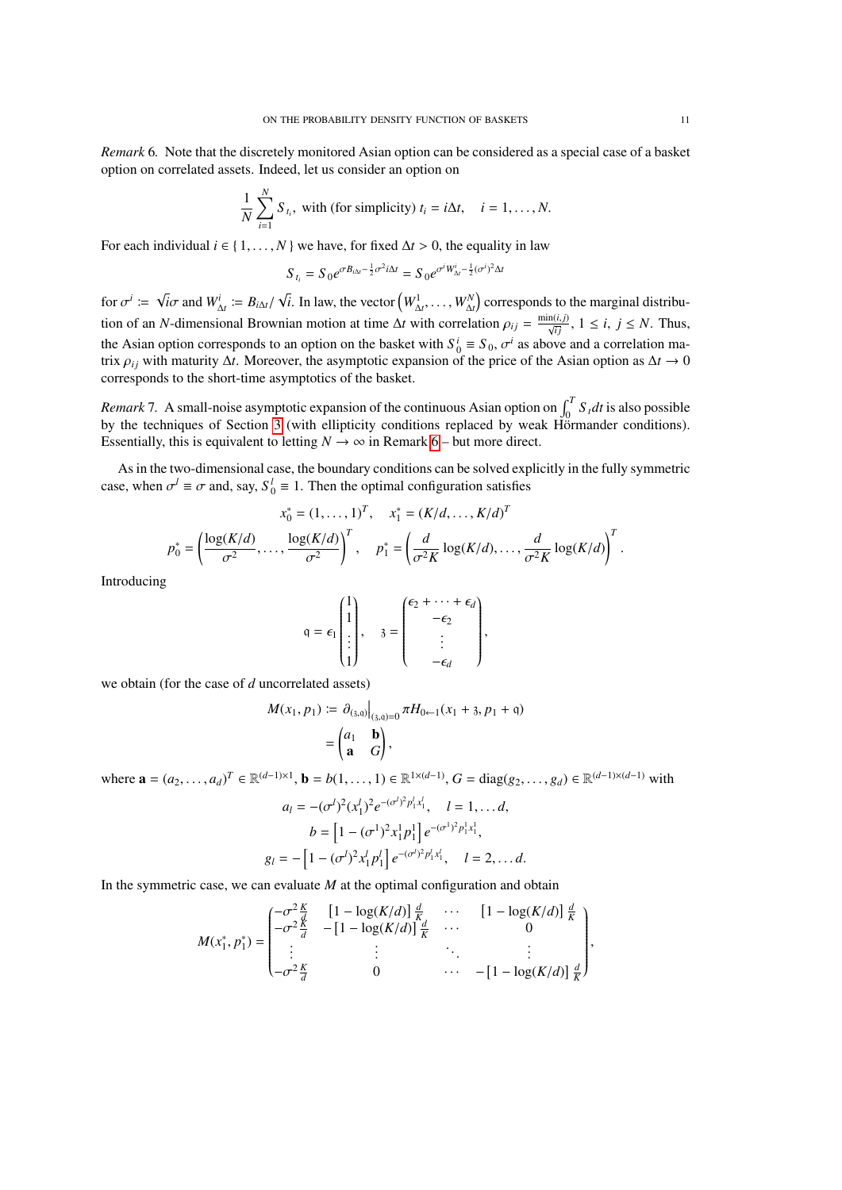*Remark* 6. Note that the discretely monitored Asian option can be considered as a special case of a basket option on correlated assets. Indeed, let us consider an option on

$$\frac{1}{N}\sum_{i=1}^{N} S_{t_i}, \text{ with (for simplicity) } t_i = i\Delta t, \quad i = 1,\dots,N.$$

For each individual $i \in \{1,\dots,N\}$ we have, for fixed $\Delta t > 0$, the equality in law

$$S_{t_i} = S_0 e^{\sigma B_{i\Delta t} - \frac{1}{2}\sigma^2 i\Delta t} = S_0 e^{\sigma^i W^i_{\Delta t} - \frac{1}{2}(\sigma^i)^2 \Delta t}$$

for $\sigma^i := \sqrt{i}\sigma$ and $W^i_{\Delta t} := B_{i\Delta t}/\sqrt{i}$. In law, the vector $\left(W^1_{\Delta t},\dots,W^N_{\Delta t}\right)$ corresponds to the marginal distribution of an $N$-dimensional Brownian motion at time $\Delta t$ with correlation $\rho_{ij} = \frac{\min(i,j)}{\sqrt{ij}}$, $1 \le i,\ j \le N$. Thus, the Asian option corresponds to an option on the basket with $S^i_0 \equiv S_0$, $\sigma^i$ as above and a correlation matrix $\rho_{ij}$ with maturity $\Delta t$. Moreover, the asymptotic expansion of the price of the Asian option as $\Delta t \to 0$ corresponds to the short-time asymptotics of the basket.

*Remark* 7. A small-noise asymptotic expansion of the continuous Asian option on $\int_0^T S_t dt$ is also possible by the techniques of Section 3 (with ellipticity conditions replaced by weak Hörmander conditions). Essentially, this is equivalent to letting $N \to \infty$ in Remark 6 – but more direct.

As in the two-dimensional case, the boundary conditions can be solved explicitly in the fully symmetric case, when $\sigma^l \equiv \sigma$ and, say, $S^l_0 \equiv 1$. Then the optimal configuration satisfies

$$x^*_0 = (1,\dots,1)^T, \quad x^*_1 = (K/d,\dots,K/d)^T$$

$$p^*_0 = \left(\frac{\log(K/d)}{\sigma^2},\dots,\frac{\log(K/d)}{\sigma^2}\right)^T, \quad p^*_1 = \left(\frac{d}{\sigma^2 K}\log(K/d),\dots,\frac{d}{\sigma^2 K}\log(K/d)\right)^T.$$

Introducing

$$\mathfrak{q} = \epsilon_1 \begin{pmatrix} 1 \\ 1 \\ \vdots \\ 1 \end{pmatrix}, \quad \mathfrak{z} = \begin{pmatrix} \epsilon_2 + \cdots + \epsilon_d \\ -\epsilon_2 \\ \vdots \\ -\epsilon_d \end{pmatrix},$$

we obtain (for the case of $d$ uncorrelated assets)

$$\begin{aligned} M(x_1,p_1) &:= \partial_{(\mathfrak{z},\mathfrak{q})}\big|_{(\mathfrak{z},\mathfrak{q})=0} \pi H_{0\leftarrow 1}(x_1 + \mathfrak{z}, p_1 + \mathfrak{q}) \\ &= \begin{pmatrix} a_1 & \mathbf{b} \\ \mathbf{a} & G \end{pmatrix}, \end{aligned}$$

where $\mathbf{a} = (a_2,\dots,a_d)^T \in \mathbb{R}^{(d-1)\times 1}$, $\mathbf{b} = b(1,\dots,1) \in \mathbb{R}^{1\times(d-1)}$, $G = \operatorname{diag}(g_2,\dots,g_d) \in \mathbb{R}^{(d-1)\times(d-1)}$ with

$$\begin{aligned} a_l &= -(\sigma^l)^2 (x^l_1)^2 e^{-(\sigma^l)^2 p^l_1 x^l_1}, \quad l = 1,\dots d, \\ b &= \left[1 - (\sigma^1)^2 x^1_1 p^1_1\right] e^{-(\sigma^1)^2 p^1_1 x^1_1}, \\ g_l &= -\left[1 - (\sigma^l)^2 x^l_1 p^l_1\right] e^{-(\sigma^l)^2 p^l_1 x^l_1}, \quad l = 2,\dots d. \end{aligned}$$

In the symmetric case, we can evaluate $M$ at the optimal configuration and obtain

$$M(x^*_1,p^*_1) = \begin{pmatrix} -\sigma^2 \frac{K}{d} & \left[1-\log(K/d)\right]\frac{d}{K} & \cdots & \left[1-\log(K/d)\right]\frac{d}{K} \\ -\sigma^2 \frac{K}{d} & -\left[1-\log(K/d)\right]\frac{d}{K} & \cdots & 0 \\ \vdots & \vdots & \ddots & \vdots \\ -\sigma^2 \frac{K}{d} & 0 & \cdots & -\left[1-\log(K/d)\right]\frac{d}{K} \end{pmatrix},$$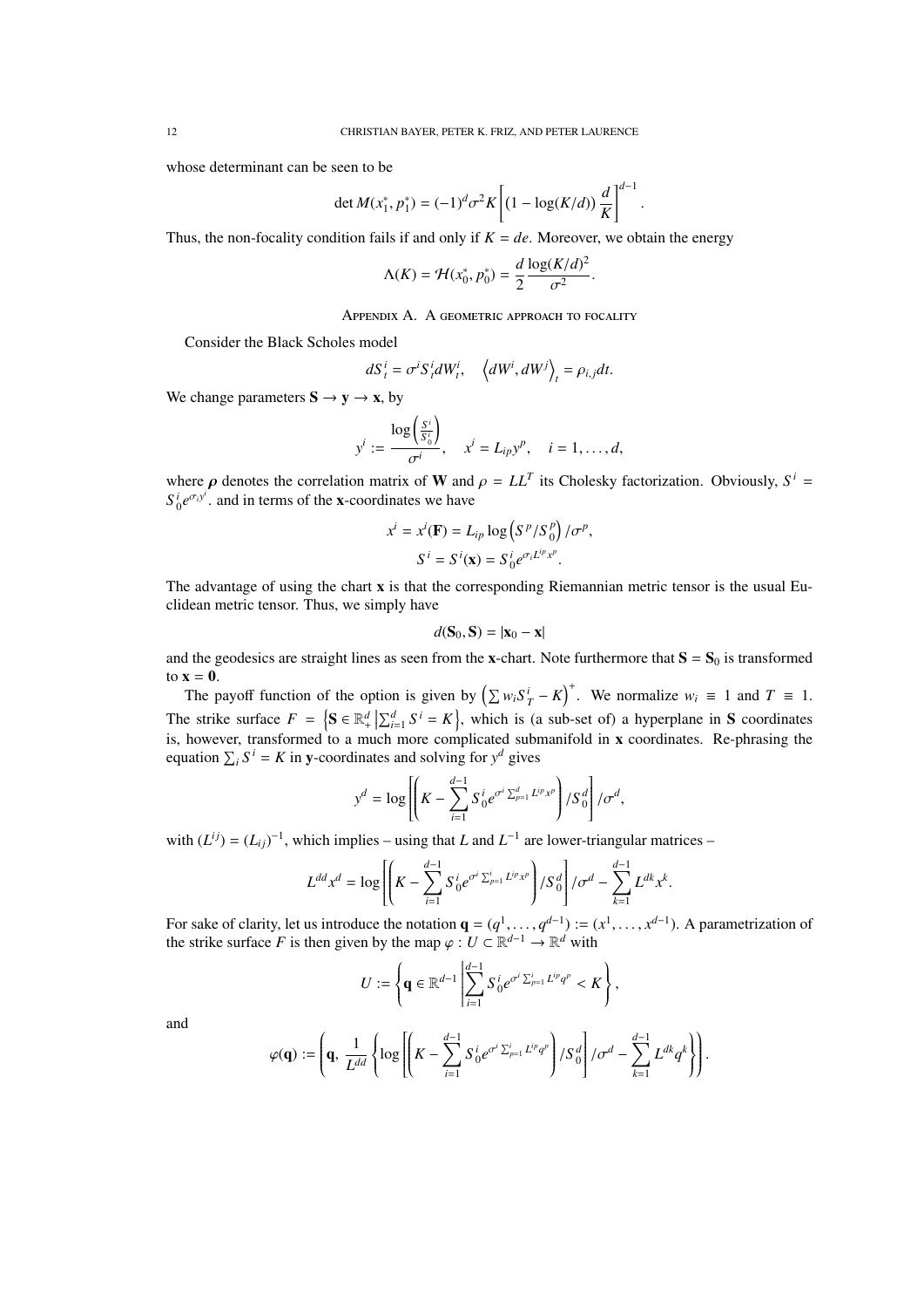whose determinant can be seen to be

$$\det M(x_1^*, p_1^*) = (-1)^d \sigma^2 K \left[ (1 - \log(K/d)) \frac{d}{K} \right]^{d-1}.$$

Thus, the non-focality condition fails if and only if $K = de$. Moreover, we obtain the energy

$$\Lambda(K) = \mathcal{H}(x_0^*, p_0^*) = \frac{d}{2} \frac{\log(K/d)^2}{\sigma^2}.$$

## Appendix A. A geometric approach to focality

Consider the Black Scholes model

$$dS_t^i = \sigma^i S_t^i dW_t^i, \quad \left\langle dW^i, dW^j \right\rangle_t = \rho_{i,j} dt.$$

We change parameters $\mathbf{S} \to \mathbf{y} \to \mathbf{x}$, by

$$y^i := \frac{\log\left(\frac{S^i}{S_0^i}\right)}{\sigma^i}, \quad x^i = L_{ip} y^p, \quad i = 1, \ldots, d,$$

where $\boldsymbol{\rho}$ denotes the correlation matrix of $\mathbf{W}$ and $\rho = LL^T$ its Cholesky factorization. Obviously, $S^i = S_0^i e^{\sigma_i y^i}$. and in terms of the $\mathbf{x}$-coordinates we have

$$x^i = x^i(\mathbf{F}) = L_{ip} \log\left(S^p / S_0^p\right) / \sigma^p,$$
$$S^i = S^i(\mathbf{x}) = S_0^i e^{\sigma_i L^{ip} x^p}.$$

The advantage of using the chart $\mathbf{x}$ is that the corresponding Riemannian metric tensor is the usual Euclidean metric tensor. Thus, we simply have

$$d(\mathbf{S}_0, \mathbf{S}) = |\mathbf{x}_0 - \mathbf{x}|$$

and the geodesics are straight lines as seen from the $\mathbf{x}$-chart. Note furthermore that $\mathbf{S} = \mathbf{S}_0$ is transformed to $\mathbf{x} = \mathbf{0}$.

The payoff function of the option is given by $\left(\sum w_i S_T^i - K\right)^+$. We normalize $w_i \equiv 1$ and $T \equiv 1$. The strike surface $F = \left\{\mathbf{S} \in \mathbb{R}_+^d \,\middle|\, \sum_{i=1}^d S^i = K\right\}$, which is (a sub-set of) a hyperplane in $\mathbf{S}$ coordinates is, however, transformed to a much more complicated submanifold in $\mathbf{x}$ coordinates. Re-phrasing the equation $\sum_i S^i = K$ in $\mathbf{y}$-coordinates and solving for $y^d$ gives

$$y^d = \log\left[\left(K - \sum_{i=1}^{d-1} S_0^i e^{\sigma^i \sum_{p=1}^d L^{ip} x^p}\right) / S_0^d\right] / \sigma^d,$$

with $(L^{ij}) = (L_{ij})^{-1}$, which implies – using that $L$ and $L^{-1}$ are lower-triangular matrices –

$$L^{dd} x^d = \log\left[\left(K - \sum_{i=1}^{d-1} S_0^i e^{\sigma^i \sum_{p=1}^i L^{ip} x^p}\right) / S_0^d\right] / \sigma^d - \sum_{k=1}^{d-1} L^{dk} x^k.$$

For sake of clarity, let us introduce the notation $\mathbf{q} = (q^1, \ldots, q^{d-1}) := (x^1, \ldots, x^{d-1})$. A parametrization of the strike surface $F$ is then given by the map $\varphi : U \subset \mathbb{R}^{d-1} \to \mathbb{R}^d$ with

$$U := \left\{\mathbf{q} \in \mathbb{R}^{d-1} \,\middle|\, \sum_{i=1}^{d-1} S_0^i e^{\sigma^i \sum_{p=1}^i L^{ip} q^p} < K \right\},$$

and

$$\varphi(\mathbf{q}) := \left(\mathbf{q}, \ \frac{1}{L^{dd}} \left\{\log\left[\left(K - \sum_{i=1}^{d-1} S_0^i e^{\sigma^i \sum_{p=1}^i L^{ip} q^p}\right) / S_0^d\right] / \sigma^d - \sum_{k=1}^{d-1} L^{dk} q^k \right\}\right).$$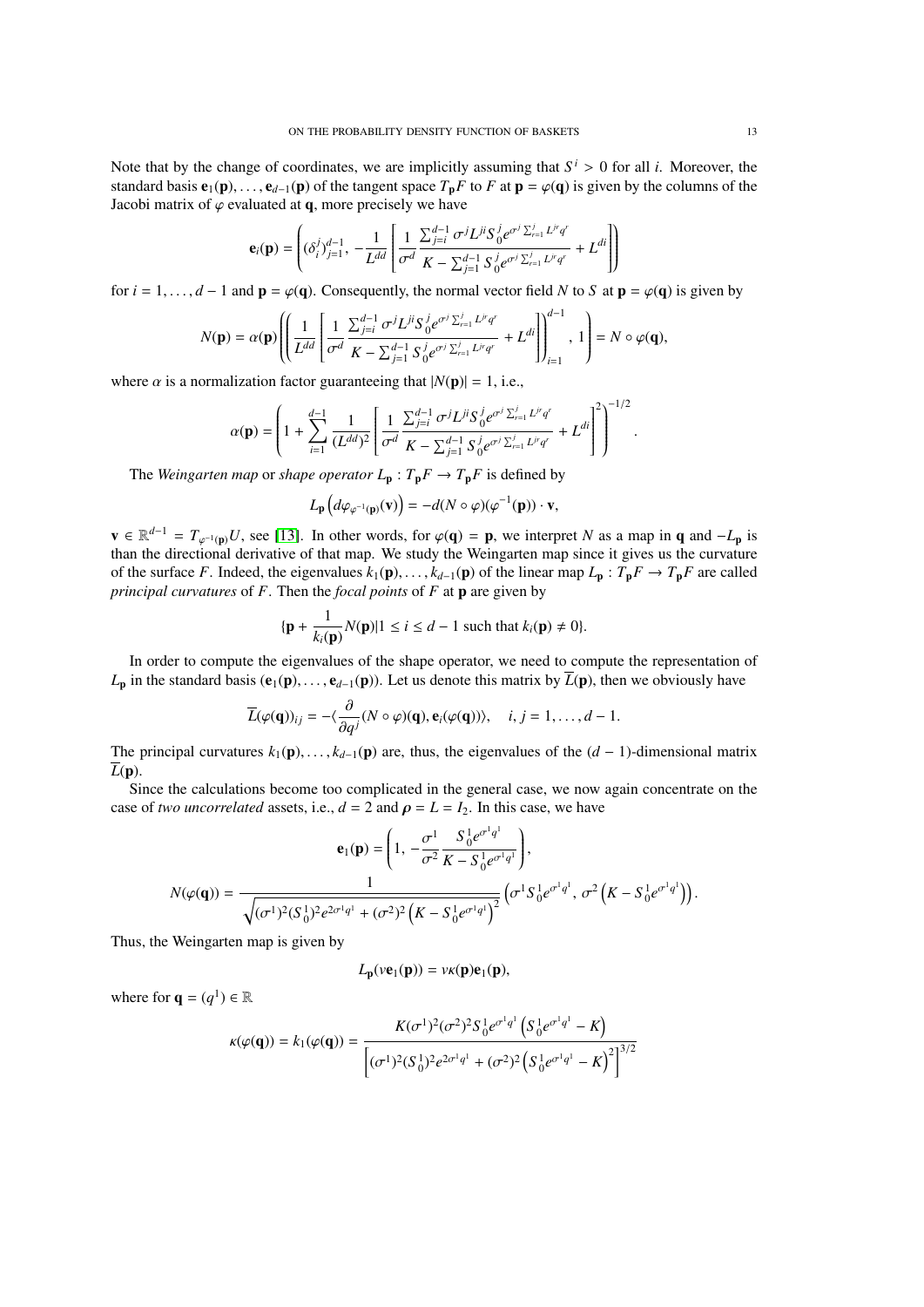Note that by the change of coordinates, we are implicitly assuming that $S^i > 0$ for all $i$. Moreover, the standard basis $\mathbf{e}_1(\mathbf{p}), \ldots, \mathbf{e}_{d-1}(\mathbf{p})$ of the tangent space $T_\mathbf{p}F$ to $F$ at $\mathbf{p} = \varphi(\mathbf{q})$ is given by the columns of the Jacobi matrix of $\varphi$ evaluated at $\mathbf{q}$, more precisely we have

$$\mathbf{e}_i(\mathbf{p}) = \left( (\delta_i^j)_{j=1}^{d-1}, \; -\frac{1}{L^{dd}} \left[ \frac{1}{\sigma^d} \frac{\sum_{j=i}^{d-1} \sigma^j L^{ji} S_0^j e^{\sigma^j \sum_{r=1}^{j} L^{jr} q^r}}{K - \sum_{j=1}^{d-1} S_0^j e^{\sigma^j \sum_{r=1}^{j} L^{jr} q^r}} + L^{di} \right] \right)$$

for $i = 1, \ldots, d-1$ and $\mathbf{p} = \varphi(\mathbf{q})$. Consequently, the normal vector field $N$ to $S$ at $\mathbf{p} = \varphi(\mathbf{q})$ is given by

$$N(\mathbf{p}) = \alpha(\mathbf{p}) \left( \left( \frac{1}{L^{dd}} \left[ \frac{1}{\sigma^d} \frac{\sum_{j=i}^{d-1} \sigma^j L^{ji} S_0^j e^{\sigma^j \sum_{r=1}^{j} L^{jr} q^r}}{K - \sum_{j=1}^{d-1} S_0^j e^{\sigma^j \sum_{r=1}^{j} L^{jr} q^r}} + L^{di} \right] \right)_{i=1}^{d-1}, \; 1 \right) = N \circ \varphi(\mathbf{q}),$$

where $\alpha$ is a normalization factor guaranteeing that $|N(\mathbf{p})| = 1$, i.e.,

$$\alpha(\mathbf{p}) = \left( 1 + \sum_{i=1}^{d-1} \frac{1}{(L^{dd})^2} \left[ \frac{1}{\sigma^d} \frac{\sum_{j=i}^{d-1} \sigma^j L^{ji} S_0^j e^{\sigma^j \sum_{r=1}^{j} L^{jr} q^r}}{K - \sum_{j=1}^{d-1} S_0^j e^{\sigma^j \sum_{r=1}^{j} L^{jr} q^r}} + L^{di} \right]^2 \right)^{-1/2}.$$

The *Weingarten map* or *shape operator* $L_\mathbf{p} : T_\mathbf{p}F \to T_\mathbf{p}F$ is defined by

$$L_\mathbf{p}\left( d\varphi_{\varphi^{-1}(\mathbf{p})}(\mathbf{v}) \right) = -d(N \circ \varphi)(\varphi^{-1}(\mathbf{p})) \cdot \mathbf{v},$$

$\mathbf{v} \in \mathbb{R}^{d-1} = T_{\varphi^{-1}(\mathbf{p})}U$, see [13]. In other words, for $\varphi(\mathbf{q}) = \mathbf{p}$, we interpret $N$ as a map in $\mathbf{q}$ and $-L_\mathbf{p}$ is than the directional derivative of that map. We study the Weingarten map since it gives us the curvature of the surface $F$. Indeed, the eigenvalues $k_1(\mathbf{p}), \ldots, k_{d-1}(\mathbf{p})$ of the linear map $L_\mathbf{p} : T_\mathbf{p}F \to T_\mathbf{p}F$ are called *principal curvatures* of $F$. Then the *focal points* of $F$ at $\mathbf{p}$ are given by

$$\{\mathbf{p} + \frac{1}{k_i(\mathbf{p})} N(\mathbf{p}) | 1 \le i \le d-1 \text{ such that } k_i(\mathbf{p}) \neq 0\}.$$

In order to compute the eigenvalues of the shape operator, we need to compute the representation of $L_\mathbf{p}$ in the standard basis $(\mathbf{e}_1(\mathbf{p}), \ldots, \mathbf{e}_{d-1}(\mathbf{p}))$. Let us denote this matrix by $\overline{L}(\mathbf{p})$, then we obviously have

$$\overline{L}(\varphi(\mathbf{q}))_{ij} = -\langle \frac{\partial}{\partial q^j}(N \circ \varphi)(\mathbf{q}), \mathbf{e}_i(\varphi(\mathbf{q})) \rangle, \quad i, j = 1, \ldots, d-1.$$

The principal curvatures $k_1(\mathbf{p}), \ldots, k_{d-1}(\mathbf{p})$ are, thus, the eigenvalues of the $(d-1)$-dimensional matrix $\overline{L}(\mathbf{p})$.

Since the calculations become too complicated in the general case, we now again concentrate on the case of *two uncorrelated* assets, i.e., $d = 2$ and $\boldsymbol{\rho} = L = I_2$. In this case, we have

$$\mathbf{e}_1(\mathbf{p}) = \left( 1, \; -\frac{\sigma^1}{\sigma^2} \frac{S_0^1 e^{\sigma^1 q^1}}{K - S_0^1 e^{\sigma^1 q^1}} \right),$$

$$N(\varphi(\mathbf{q})) = \frac{1}{\sqrt{(\sigma^1)^2 (S_0^1)^2 e^{2\sigma^1 q^1} + (\sigma^2)^2 \left( K - S_0^1 e^{\sigma^1 q^1} \right)^2}} \left( \sigma^1 S_0^1 e^{\sigma^1 q^1}, \; \sigma^2 \left( K - S_0^1 e^{\sigma^1 q^1} \right) \right).$$

Thus, the Weingarten map is given by

$$L_\mathbf{p}(v\mathbf{e}_1(\mathbf{p})) = v\kappa(\mathbf{p})\mathbf{e}_1(\mathbf{p}),$$

where for $\mathbf{q} = (q^1) \in \mathbb{R}$

$$\kappa(\varphi(\mathbf{q})) = k_1(\varphi(\mathbf{q})) = \frac{K(\sigma^1)^2(\sigma^2)^2 S_0^1 e^{\sigma^1 q^1} \left( S_0^1 e^{\sigma^1 q^1} - K \right)}{\left[ (\sigma^1)^2 (S_0^1)^2 e^{2\sigma^1 q^1} + (\sigma^2)^2 \left( S_0^1 e^{\sigma^1 q^1} - K \right)^2 \right]^{3/2}}$$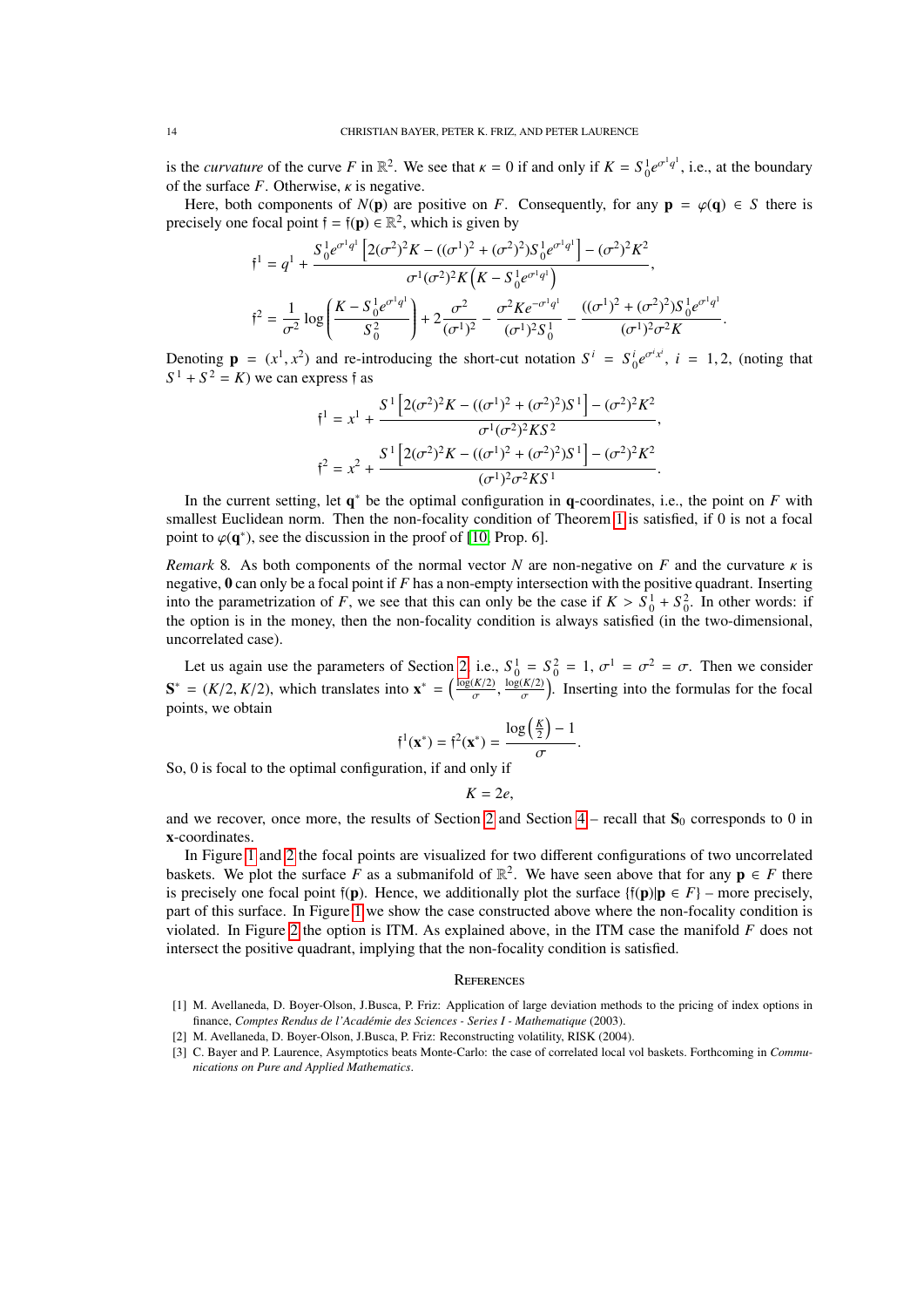is the *curvature* of the curve $F$ in $\mathbb{R}^2$. We see that $\kappa = 0$ if and only if $K = S_0^1 e^{\sigma^1 q^1}$, i.e., at the boundary of the surface $F$. Otherwise, $\kappa$ is negative.

Here, both components of $N(\mathbf{p})$ are positive on $F$. Consequently, for any $\mathbf{p} = \varphi(\mathbf{q}) \in S$ there is precisely one focal point $\mathfrak{f} = \mathfrak{f}(\mathbf{p}) \in \mathbb{R}^2$, which is given by

$$\mathfrak{f}^1 = q^1 + \frac{S_0^1 e^{\sigma^1 q^1}\left[2(\sigma^2)^2 K - ((\sigma^1)^2 + (\sigma^2)^2) S_0^1 e^{\sigma^1 q^1}\right] - (\sigma^2)^2 K^2}{\sigma^1 (\sigma^2)^2 K \left(K - S_0^1 e^{\sigma^1 q^1}\right)},$$

$$\mathfrak{f}^2 = \frac{1}{\sigma^2} \log\left(\frac{K - S_0^1 e^{\sigma^1 q^1}}{S_0^2}\right) + 2\frac{\sigma^2}{(\sigma^1)^2} - \frac{\sigma^2 K e^{-\sigma^1 q^1}}{(\sigma^1)^2 S_0^1} - \frac{((\sigma^1)^2 + (\sigma^2)^2) S_0^1 e^{\sigma^1 q^1}}{(\sigma^1)^2 \sigma^2 K}.$$

Denoting $\mathbf{p} = (x^1, x^2)$ and re-introducing the short-cut notation $S^i = S_0^i e^{\sigma^i x^i}$, $i = 1, 2$, (noting that $S^1 + S^2 = K$) we can express $\mathfrak{f}$ as

$$\mathfrak{f}^1 = x^1 + \frac{S^1\left[2(\sigma^2)^2 K - ((\sigma^1)^2 + (\sigma^2)^2) S^1\right] - (\sigma^2)^2 K^2}{\sigma^1 (\sigma^2)^2 K S^2},$$

$$\mathfrak{f}^2 = x^2 + \frac{S^1\left[2(\sigma^2)^2 K - ((\sigma^1)^2 + (\sigma^2)^2) S^1\right] - (\sigma^2)^2 K^2}{(\sigma^1)^2 \sigma^2 K S^1}.$$

In the current setting, let $\mathbf{q}^*$ be the optimal configuration in $\mathbf{q}$-coordinates, i.e., the point on $F$ with smallest Euclidean norm. Then the non-focality condition of Theorem 1 is satisfied, if 0 is not a focal point to $\varphi(\mathbf{q}^*)$, see the discussion in the proof of [10, Prop. 6].

*Remark* 8. As both components of the normal vector $N$ are non-negative on $F$ and the curvature $\kappa$ is negative, $\mathbf{0}$ can only be a focal point if $F$ has a non-empty intersection with the positive quadrant. Inserting into the parametrization of $F$, we see that this can only be the case if $K > S_0^1 + S_0^2$. In other words: if the option is in the money, then the non-focality condition is always satisfied (in the two-dimensional, uncorrelated case).

Let us again use the parameters of Section 2, i.e., $S_0^1 = S_0^2 = 1$, $\sigma^1 = \sigma^2 = \sigma$. Then we consider $\mathbf{S}^* = (K/2, K/2)$, which translates into $\mathbf{x}^* = \left(\frac{\log(K/2)}{\sigma}, \frac{\log(K/2)}{\sigma}\right)$. Inserting into the formulas for the focal points, we obtain

$$\mathfrak{f}^1(\mathbf{x}^*) = \mathfrak{f}^2(\mathbf{x}^*) = \frac{\log\left(\frac{K}{2}\right) - 1}{\sigma}.$$

So, 0 is focal to the optimal configuration, if and only if

$$K = 2e,$$

and we recover, once more, the results of Section 2 and Section 4 – recall that $\mathbf{S}_0$ corresponds to 0 in $\mathbf{x}$-coordinates.

In Figure 1 and 2 the focal points are visualized for two different configurations of two uncorrelated baskets. We plot the surface $F$ as a submanifold of $\mathbb{R}^2$. We have seen above that for any $\mathbf{p} \in F$ there is precisely one focal point $\mathfrak{f}(\mathbf{p})$. Hence, we additionally plot the surface $\{\mathfrak{f}(\mathbf{p}) | \mathbf{p} \in F\}$ – more precisely, part of this surface. In Figure 1 we show the case constructed above where the non-focality condition is violated. In Figure 2 the option is ITM. As explained above, in the ITM case the manifold $F$ does not intersect the positive quadrant, implying that the non-focality condition is satisfied.

## References

[1] M. Avellaneda, D. Boyer-Olson, J.Busca, P. Friz: Application of large deviation methods to the pricing of index options in finance, *Comptes Rendus de l'Académie des Sciences - Series I - Mathematique* (2003).

[2] M. Avellaneda, D. Boyer-Olson, J.Busca, P. Friz: Reconstructing volatility, RISK (2004).

[3] C. Bayer and P. Laurence, Asymptotics beats Monte-Carlo: the case of correlated local vol baskets. Forthcoming in *Communications on Pure and Applied Mathematics*.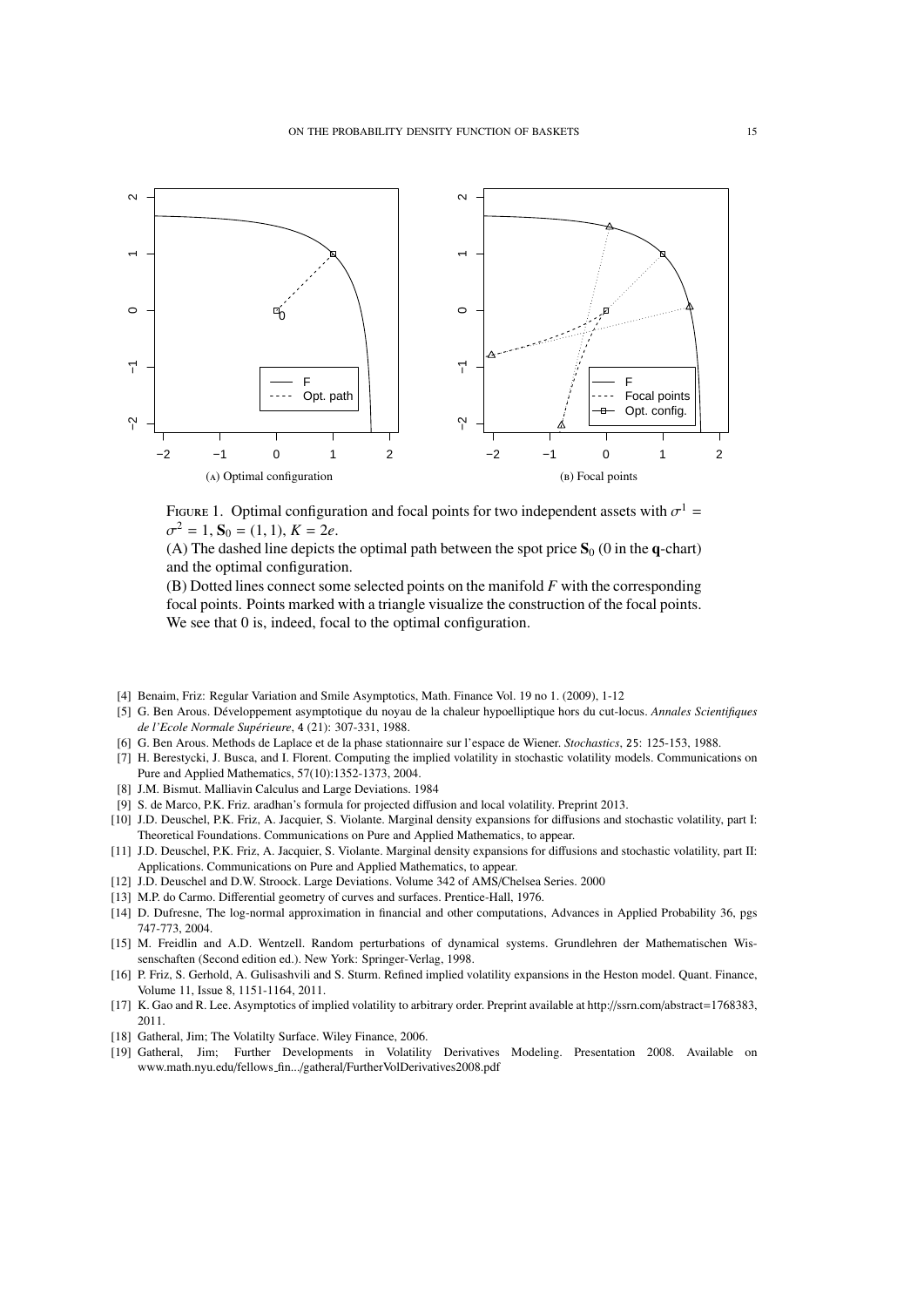(A) Optimal configuration

(B) Focal points

Figure 1. Optimal configuration and focal points for two independent assets with $\sigma^1 = \sigma^2 = 1$, $\mathbf{S}_0 = (1, 1)$, $K = 2e$.
(A) The dashed line depicts the optimal path between the spot price $\mathbf{S}_0$ (0 in the $\mathbf{q}$-chart) and the optimal configuration.
(B) Dotted lines connect some selected points on the manifold $F$ with the corresponding focal points. Points marked with a triangle visualize the construction of the focal points. We see that 0 is, indeed, focal to the optimal configuration.

[4] Benaim, Friz: Regular Variation and Smile Asymptotics, Math. Finance Vol. 19 no 1. (2009), 1-12
[5] G. Ben Arous. Développement asymptotique du noyau de la chaleur hypoelliptique hors du cut-locus. *Annales Scientifiques de l'Ecole Normale Supérieure*, 4 (21): 307-331, 1988.
[6] G. Ben Arous. Methods de Laplace et de la phase stationnaire sur l'espace de Wiener. *Stochastics*, 25: 125-153, 1988.
[7] H. Berestycki, J. Busca, and I. Florent. Computing the implied volatility in stochastic volatility models. Communications on Pure and Applied Mathematics, 57(10):1352-1373, 2004.
[8] J.M. Bismut. Malliavin Calculus and Large Deviations. 1984
[9] S. de Marco, P.K. Friz. aradhan's formula for projected diffusion and local volatility. Preprint 2013.
[10] J.D. Deuschel, P.K. Friz, A. Jacquier, S. Violante. Marginal density expansions for diffusions and stochastic volatility, part I: Theoretical Foundations. Communications on Pure and Applied Mathematics, to appear.
[11] J.D. Deuschel, P.K. Friz, A. Jacquier, S. Violante. Marginal density expansions for diffusions and stochastic volatility, part II: Applications. Communications on Pure and Applied Mathematics, to appear.
[12] J.D. Deuschel and D.W. Stroock. Large Deviations. Volume 342 of AMS/Chelsea Series. 2000
[13] M.P. do Carmo. Differential geometry of curves and surfaces. Prentice-Hall, 1976.
[14] D. Dufresne, The log-normal approximation in financial and other computations, Advances in Applied Probability 36, pgs 747-773, 2004.
[15] M. Freidlin and A.D. Wentzell. Random perturbations of dynamical systems. Grundlehren der Mathematischen Wissenschaften (Second edition ed.). New York: Springer-Verlag, 1998.
[16] P. Friz, S. Gerhold, A. Gulisashvili and S. Sturm. Refined implied volatility expansions in the Heston model. Quant. Finance, Volume 11, Issue 8, 1151-1164, 2011.
[17] K. Gao and R. Lee. Asymptotics of implied volatility to arbitrary order. Preprint available at http://ssrn.com/abstract=1768383, 2011.
[18] Gatheral, Jim; The Volatilty Surface. Wiley Finance, 2006.
[19] Gatheral, Jim; Further Developments in Volatility Derivatives Modeling. Presentation 2008. Available on www.math.nyu.edu/fellows_fin.../gatheral/FurtherVolDerivatives2008.pdf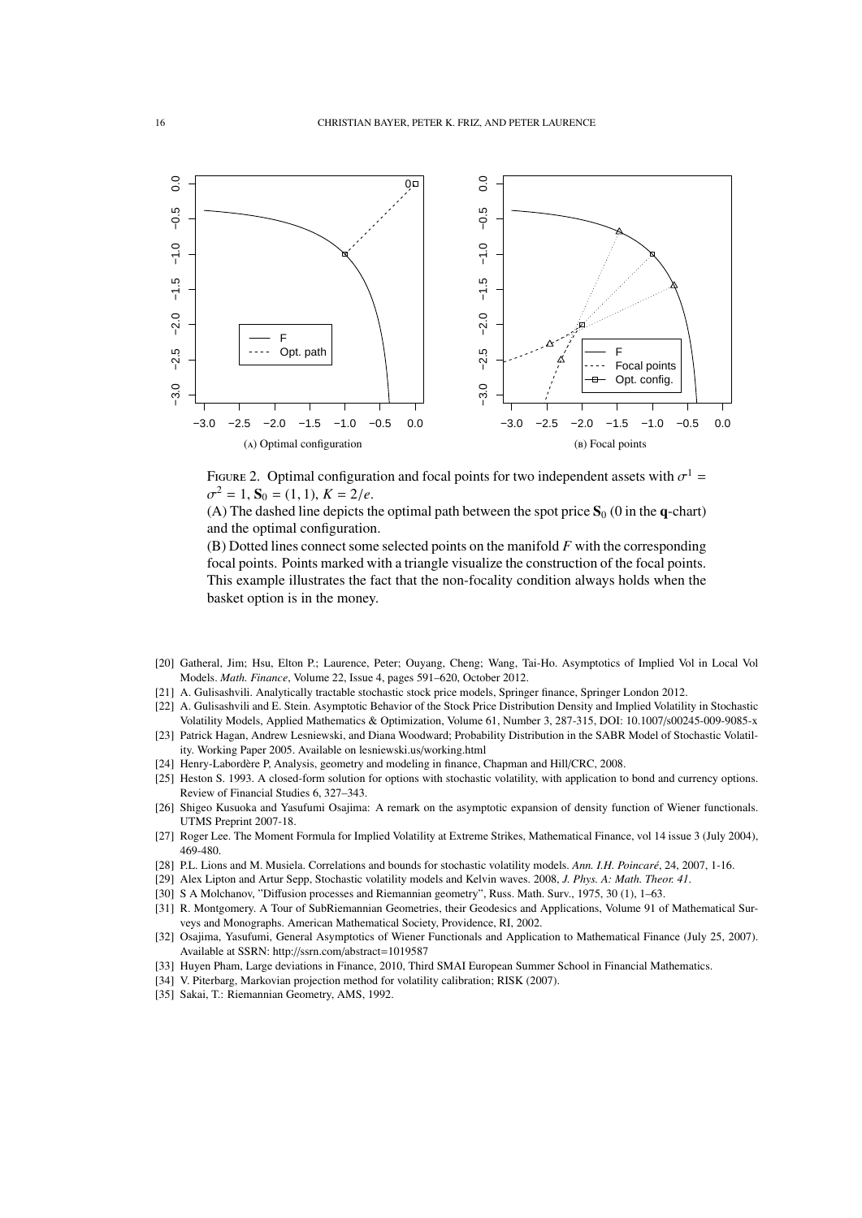(A) Optimal configuration

(B) Focal points

Figure 2. Optimal configuration and focal points for two independent assets with $\sigma^1 = \sigma^2 = 1$, $\mathbf{S}_0 = (1, 1)$, $K = 2/e$.
(A) The dashed line depicts the optimal path between the spot price $\mathbf{S}_0$ (0 in the $\mathbf{q}$-chart) and the optimal configuration.
(B) Dotted lines connect some selected points on the manifold $F$ with the corresponding focal points. Points marked with a triangle visualize the construction of the focal points. This example illustrates the fact that the non-focality condition always holds when the basket option is in the money.

[20] Gatheral, Jim; Hsu, Elton P.; Laurence, Peter; Ouyang, Cheng; Wang, Tai-Ho. Asymptotics of Implied Vol in Local Vol Models. *Math. Finance*, Volume 22, Issue 4, pages 591–620, October 2012.
[21] A. Gulisashvili. Analytically tractable stochastic stock price models, Springer finance, Springer London 2012.
[22] A. Gulisashvili and E. Stein. Asymptotic Behavior of the Stock Price Distribution Density and Implied Volatility in Stochastic Volatility Models, Applied Mathematics & Optimization, Volume 61, Number 3, 287-315, DOI: 10.1007/s00245-009-9085-x
[23] Patrick Hagan, Andrew Lesniewski, and Diana Woodward; Probability Distribution in the SABR Model of Stochastic Volatility. Working Paper 2005. Available on lesniewski.us/working.html
[24] Henry-Labordère P, Analysis, geometry and modeling in finance, Chapman and Hill/CRC, 2008.
[25] Heston S. 1993. A closed-form solution for options with stochastic volatility, with application to bond and currency options. Review of Financial Studies 6, 327–343.
[26] Shigeo Kusuoka and Yasufumi Osajima: A remark on the asymptotic expansion of density function of Wiener functionals. UTMS Preprint 2007-18.
[27] Roger Lee. The Moment Formula for Implied Volatility at Extreme Strikes, Mathematical Finance, vol 14 issue 3 (July 2004), 469-480.
[28] P.L. Lions and M. Musiela. Correlations and bounds for stochastic volatility models. *Ann. I.H. Poincaré*, 24, 2007, 1-16.
[29] Alex Lipton and Artur Sepp, Stochastic volatility models and Kelvin waves. 2008, *J. Phys. A: Math. Theor. 41*.
[30] S A Molchanov, "Diffusion processes and Riemannian geometry", Russ. Math. Surv., 1975, 30 (1), 1–63.
[31] R. Montgomery. A Tour of SubRiemannian Geometries, their Geodesics and Applications, Volume 91 of Mathematical Surveys and Monographs. American Mathematical Society, Providence, RI, 2002.
[32] Osajima, Yasufumi, General Asymptotics of Wiener Functionals and Application to Mathematical Finance (July 25, 2007). Available at SSRN: http://ssrn.com/abstract=1019587
[33] Huyen Pham, Large deviations in Finance, 2010, Third SMAI European Summer School in Financial Mathematics.
[34] V. Piterbarg, Markovian projection method for volatility calibration; RISK (2007).
[35] Sakai, T.: Riemannian Geometry, AMS, 1992.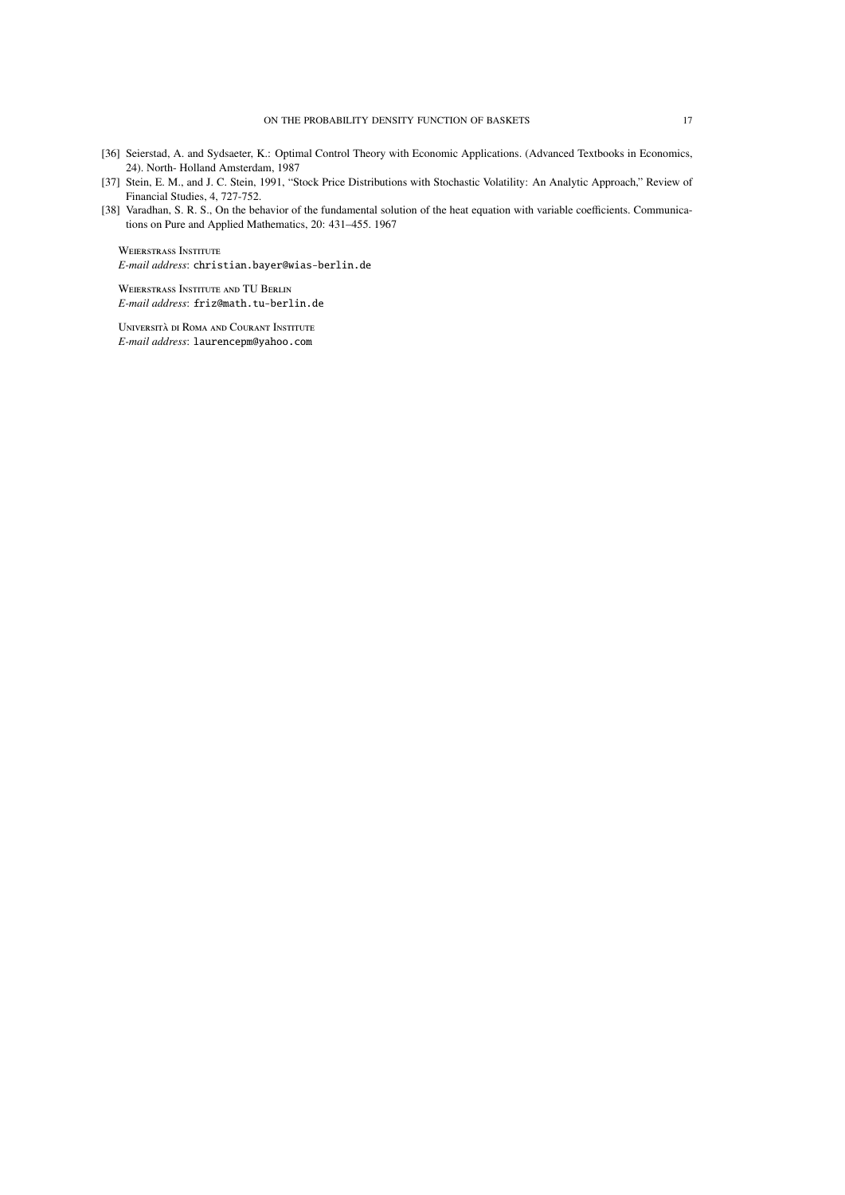[36] Seierstad, A. and Sydsaeter, K.: Optimal Control Theory with Economic Applications. (Advanced Textbooks in Economics, 24). North- Holland Amsterdam, 1987

[37] Stein, E. M., and J. C. Stein, 1991, "Stock Price Distributions with Stochastic Volatility: An Analytic Approach," Review of Financial Studies, 4, 727-752.

[38] Varadhan, S. R. S., On the behavior of the fundamental solution of the heat equation with variable coefficients. Communications on Pure and Applied Mathematics, 20: 431–455. 1967

Weierstrass Institute
*E-mail address*: christian.bayer@wias-berlin.de

Weierstrass Institute and TU Berlin
*E-mail address*: friz@math.tu-berlin.de

Università di Roma and Courant Institute
*E-mail address*: laurencepm@yahoo.com